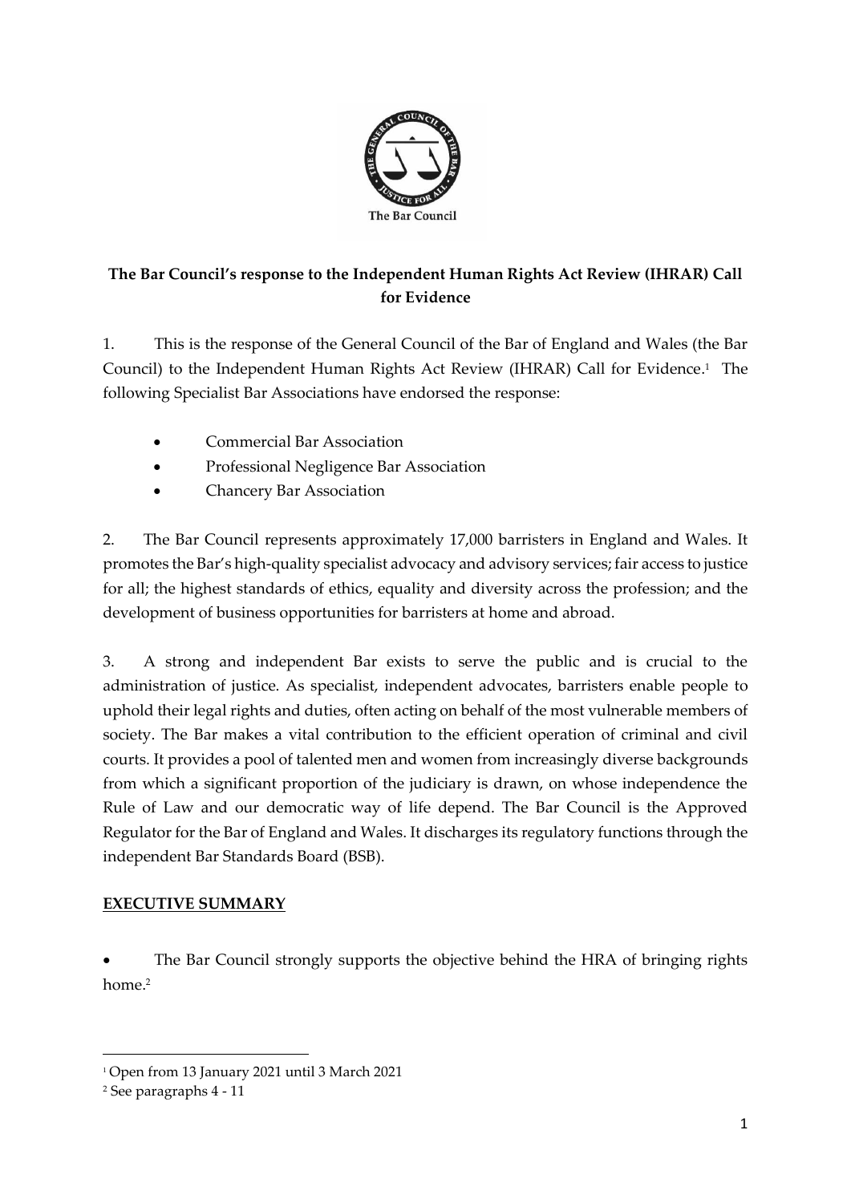**The Bar Council's response to the Independent Human Rights Act Review (IHRAR) Call for Evidence**

1. This is the response of the General Council of the Bar of England and Wales (the Bar Council) to the Independent Human Rights Act Review (IHRAR) Call for Evidence.[1] The following Specialist Bar Associations have endorsed the response:

- Commercial Bar Association
- Professional Negligence Bar Association
- Chancery Bar Association

2. The Bar Council represents approximately 17,000 barristers in England and Wales. It promotes the Bar's high-quality specialist advocacy and advisory services; fair access to justice for all; the highest standards of ethics, equality and diversity across the profession; and the development of business opportunities for barristers at home and abroad.

3. A strong and independent Bar exists to serve the public and is crucial to the administration of justice. As specialist, independent advocates, barristers enable people to uphold their legal rights and duties, often acting on behalf of the most vulnerable members of society. The Bar makes a vital contribution to the efficient operation of criminal and civil courts. It provides a pool of talented men and women from increasingly diverse backgrounds from which a significant proportion of the judiciary is drawn, on whose independence the Rule of Law and our democratic way of life depend. The Bar Council is the Approved Regulator for the Bar of England and Wales. It discharges its regulatory functions through the independent Bar Standards Board (BSB).

## EXECUTIVE SUMMARY

- The Bar Council strongly supports the objective behind the HRA of bringing rights home.[2]

---

[1] Open from 13 January 2021 until 3 March 2021

[2] See paragraphs 4 - 11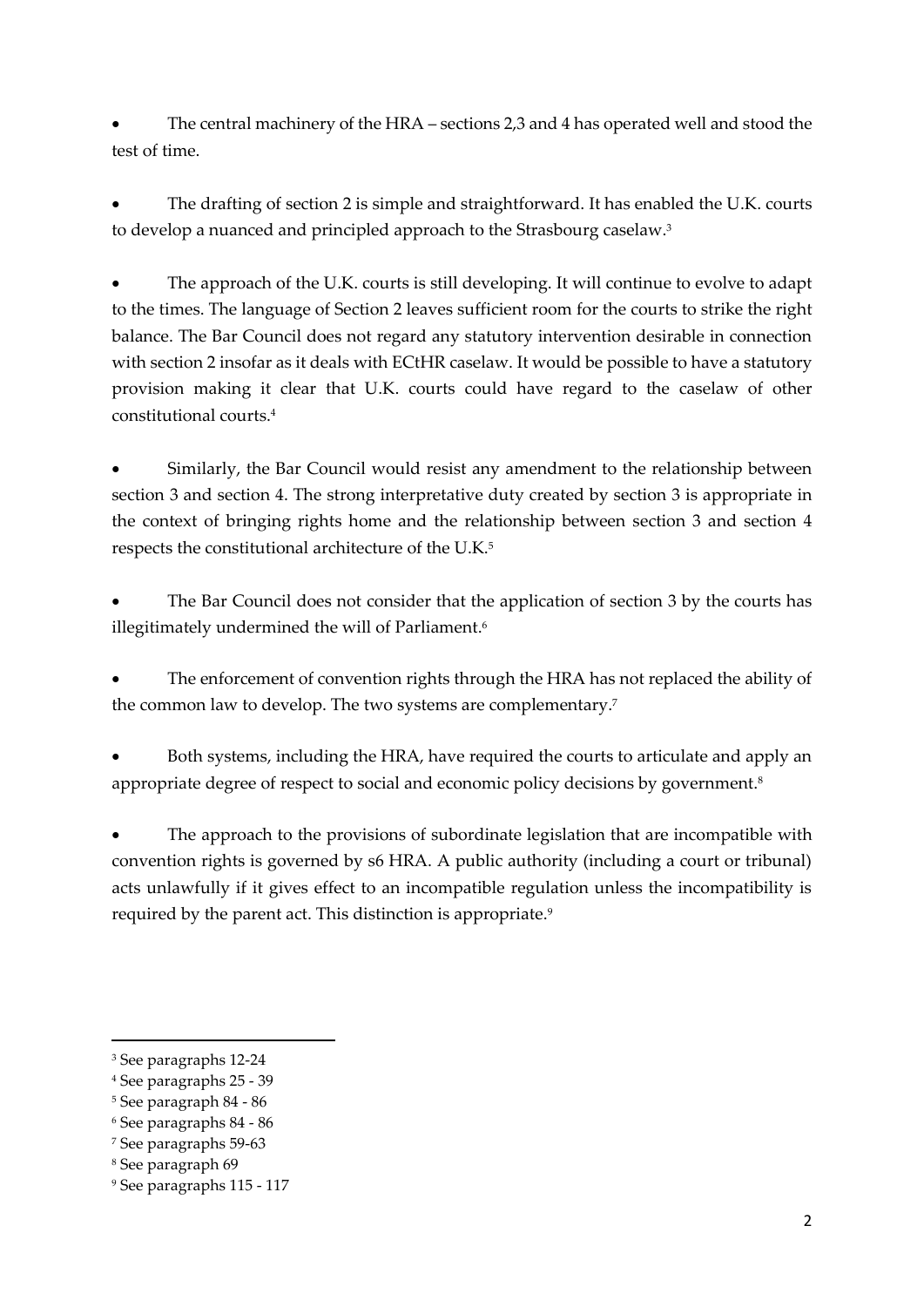- The central machinery of the HRA – sections 2,3 and 4 has operated well and stood the test of time.

- The drafting of section 2 is simple and straightforward. It has enabled the U.K. courts to develop a nuanced and principled approach to the Strasbourg caselaw.[3]

- The approach of the U.K. courts is still developing. It will continue to evolve to adapt to the times. The language of Section 2 leaves sufficient room for the courts to strike the right balance. The Bar Council does not regard any statutory intervention desirable in connection with section 2 insofar as it deals with ECtHR caselaw. It would be possible to have a statutory provision making it clear that U.K. courts could have regard to the caselaw of other constitutional courts.[4]

- Similarly, the Bar Council would resist any amendment to the relationship between section 3 and section 4. The strong interpretative duty created by section 3 is appropriate in the context of bringing rights home and the relationship between section 3 and section 4 respects the constitutional architecture of the U.K.[5]

- The Bar Council does not consider that the application of section 3 by the courts has illegitimately undermined the will of Parliament.[6]

- The enforcement of convention rights through the HRA has not replaced the ability of the common law to develop. The two systems are complementary.[7]

- Both systems, including the HRA, have required the courts to articulate and apply an appropriate degree of respect to social and economic policy decisions by government.[8]

- The approach to the provisions of subordinate legislation that are incompatible with convention rights is governed by s6 HRA. A public authority (including a court or tribunal) acts unlawfully if it gives effect to an incompatible regulation unless the incompatibility is required by the parent act. This distinction is appropriate.[9]

---

[3] See paragraphs 12-24

[4] See paragraphs 25 - 39

[5] See paragraph 84 - 86

[6] See paragraphs 84 - 86

[7] See paragraphs 59-63

[8] See paragraph 69

[9] See paragraphs 115 - 117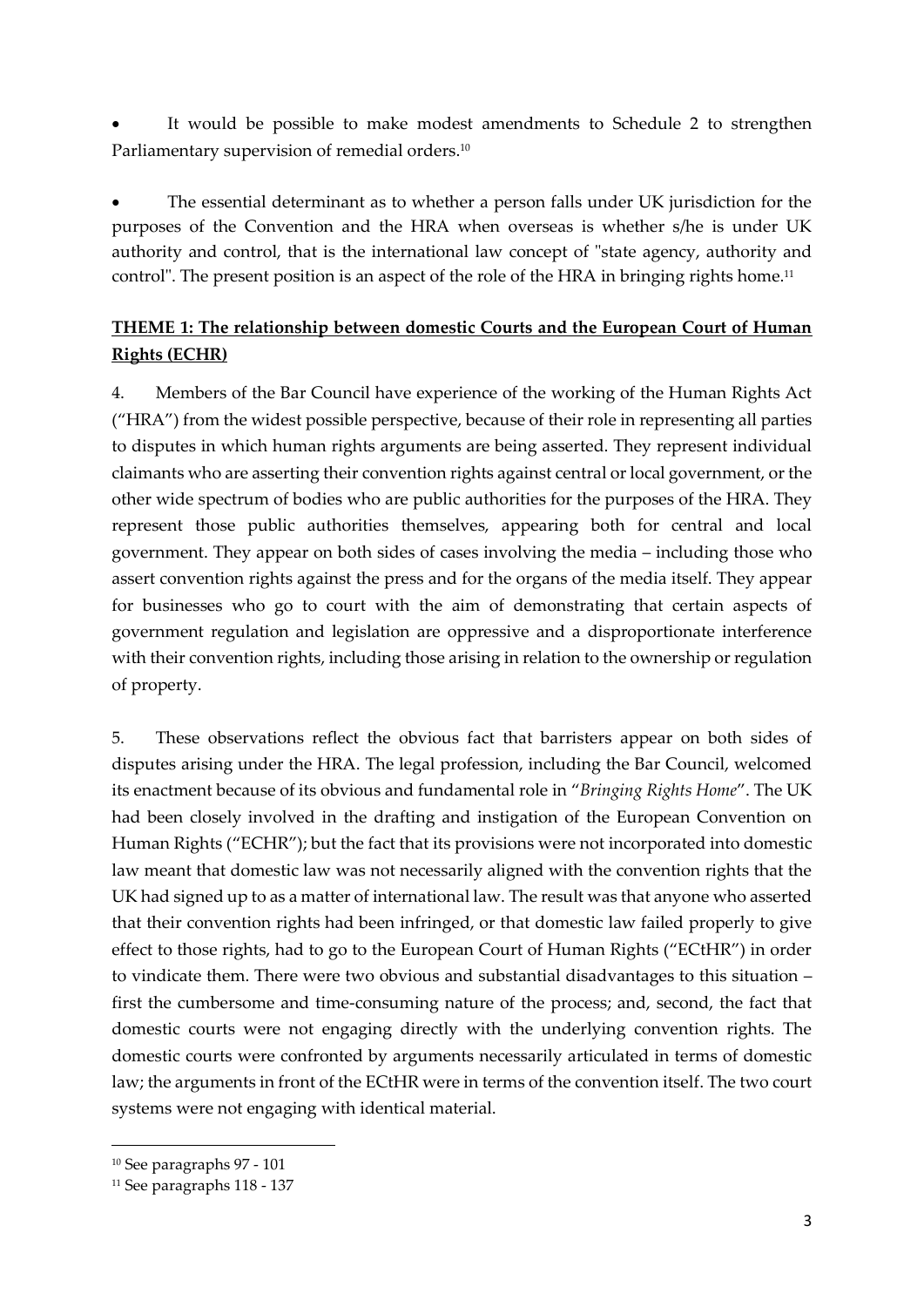- It would be possible to make modest amendments to Schedule 2 to strengthen Parliamentary supervision of remedial orders.[10]

- The essential determinant as to whether a person falls under UK jurisdiction for the purposes of the Convention and the HRA when overseas is whether s/he is under UK authority and control, that is the international law concept of "state agency, authority and control". The present position is an aspect of the role of the HRA in bringing rights home.[11]

## **THEME 1: The relationship between domestic Courts and the European Court of Human Rights (ECHR)**

4. Members of the Bar Council have experience of the working of the Human Rights Act ("HRA") from the widest possible perspective, because of their role in representing all parties to disputes in which human rights arguments are being asserted. They represent individual claimants who are asserting their convention rights against central or local government, or the other wide spectrum of bodies who are public authorities for the purposes of the HRA. They represent those public authorities themselves, appearing both for central and local government. They appear on both sides of cases involving the media – including those who assert convention rights against the press and for the organs of the media itself. They appear for businesses who go to court with the aim of demonstrating that certain aspects of government regulation and legislation are oppressive and a disproportionate interference with their convention rights, including those arising in relation to the ownership or regulation of property.

5. These observations reflect the obvious fact that barristers appear on both sides of disputes arising under the HRA. The legal profession, including the Bar Council, welcomed its enactment because of its obvious and fundamental role in "*Bringing Rights Home*". The UK had been closely involved in the drafting and instigation of the European Convention on Human Rights ("ECHR"); but the fact that its provisions were not incorporated into domestic law meant that domestic law was not necessarily aligned with the convention rights that the UK had signed up to as a matter of international law. The result was that anyone who asserted that their convention rights had been infringed, or that domestic law failed properly to give effect to those rights, had to go to the European Court of Human Rights ("ECtHR") in order to vindicate them. There were two obvious and substantial disadvantages to this situation – first the cumbersome and time-consuming nature of the process; and, second, the fact that domestic courts were not engaging directly with the underlying convention rights. The domestic courts were confronted by arguments necessarily articulated in terms of domestic law; the arguments in front of the ECtHR were in terms of the convention itself. The two court systems were not engaging with identical material.

---

[10] See paragraphs 97 - 101

[11] See paragraphs 118 - 137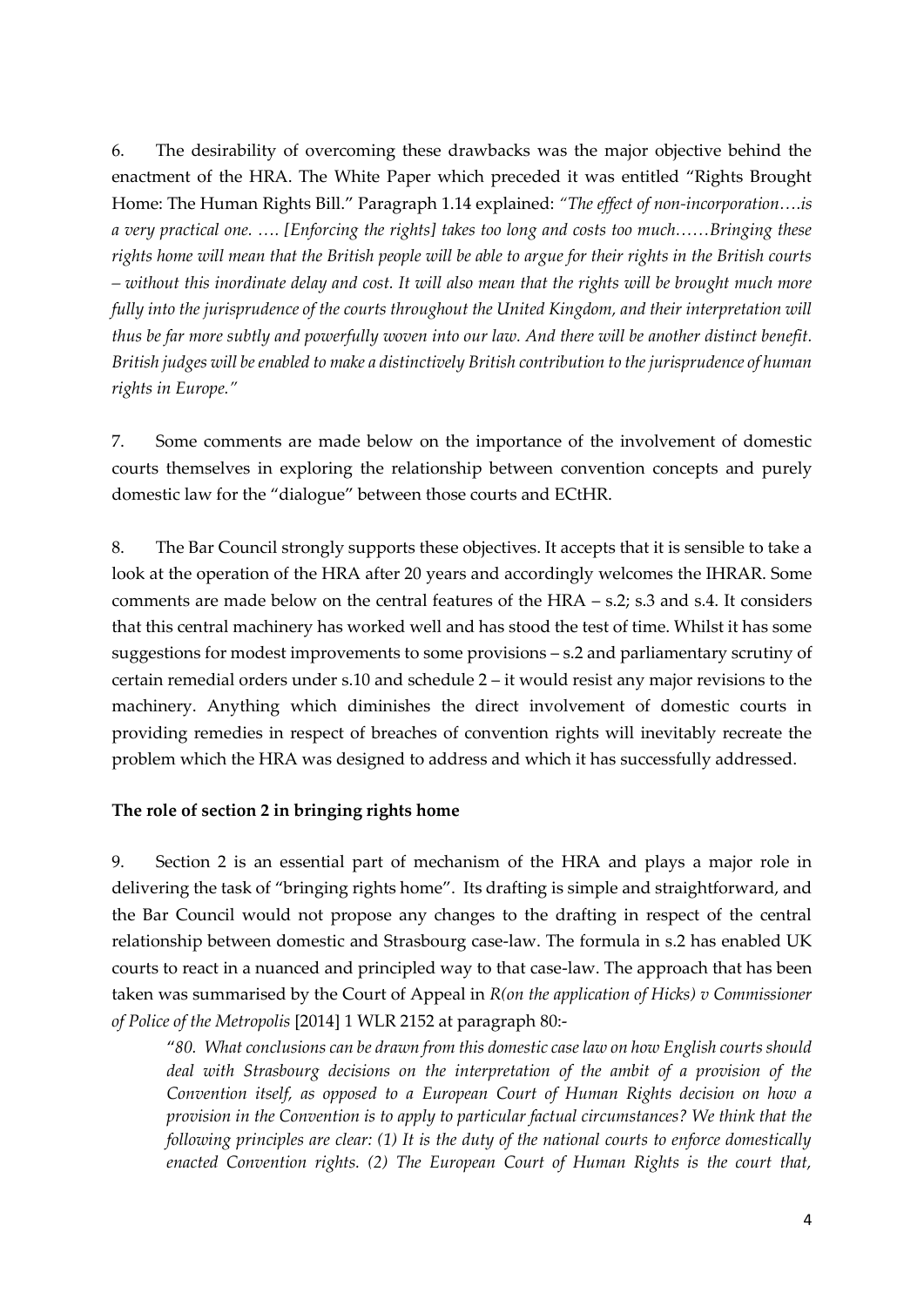6. The desirability of overcoming these drawbacks was the major objective behind the enactment of the HRA. The White Paper which preceded it was entitled "Rights Brought Home: The Human Rights Bill." Paragraph 1.14 explained: *"The effect of non-incorporation….is a very practical one. …. [Enforcing the rights] takes too long and costs too much……Bringing these rights home will mean that the British people will be able to argue for their rights in the British courts – without this inordinate delay and cost. It will also mean that the rights will be brought much more fully into the jurisprudence of the courts throughout the United Kingdom, and their interpretation will thus be far more subtly and powerfully woven into our law. And there will be another distinct benefit. British judges will be enabled to make a distinctively British contribution to the jurisprudence of human rights in Europe."*

7. Some comments are made below on the importance of the involvement of domestic courts themselves in exploring the relationship between convention concepts and purely domestic law for the "dialogue" between those courts and ECtHR.

8. The Bar Council strongly supports these objectives. It accepts that it is sensible to take a look at the operation of the HRA after 20 years and accordingly welcomes the IHRAR. Some comments are made below on the central features of the HRA – s.2; s.3 and s.4. It considers that this central machinery has worked well and has stood the test of time. Whilst it has some suggestions for modest improvements to some provisions – s.2 and parliamentary scrutiny of certain remedial orders under s.10 and schedule 2 – it would resist any major revisions to the machinery. Anything which diminishes the direct involvement of domestic courts in providing remedies in respect of breaches of convention rights will inevitably recreate the problem which the HRA was designed to address and which it has successfully addressed.

**The role of section 2 in bringing rights home**

9. Section 2 is an essential part of mechanism of the HRA and plays a major role in delivering the task of "bringing rights home". Its drafting is simple and straightforward, and the Bar Council would not propose any changes to the drafting in respect of the central relationship between domestic and Strasbourg case-law. The formula in s.2 has enabled UK courts to react in a nuanced and principled way to that case-law. The approach that has been taken was summarised by the Court of Appeal in *R(on the application of Hicks) v Commissioner of Police of the Metropolis* [2014] 1 WLR 2152 at paragraph 80:-

> "*80. What conclusions can be drawn from this domestic case law on how English courts should deal with Strasbourg decisions on the interpretation of the ambit of a provision of the Convention itself, as opposed to a European Court of Human Rights decision on how a provision in the Convention is to apply to particular factual circumstances? We think that the following principles are clear: (1) It is the duty of the national courts to enforce domestically enacted Convention rights. (2) The European Court of Human Rights is the court that,*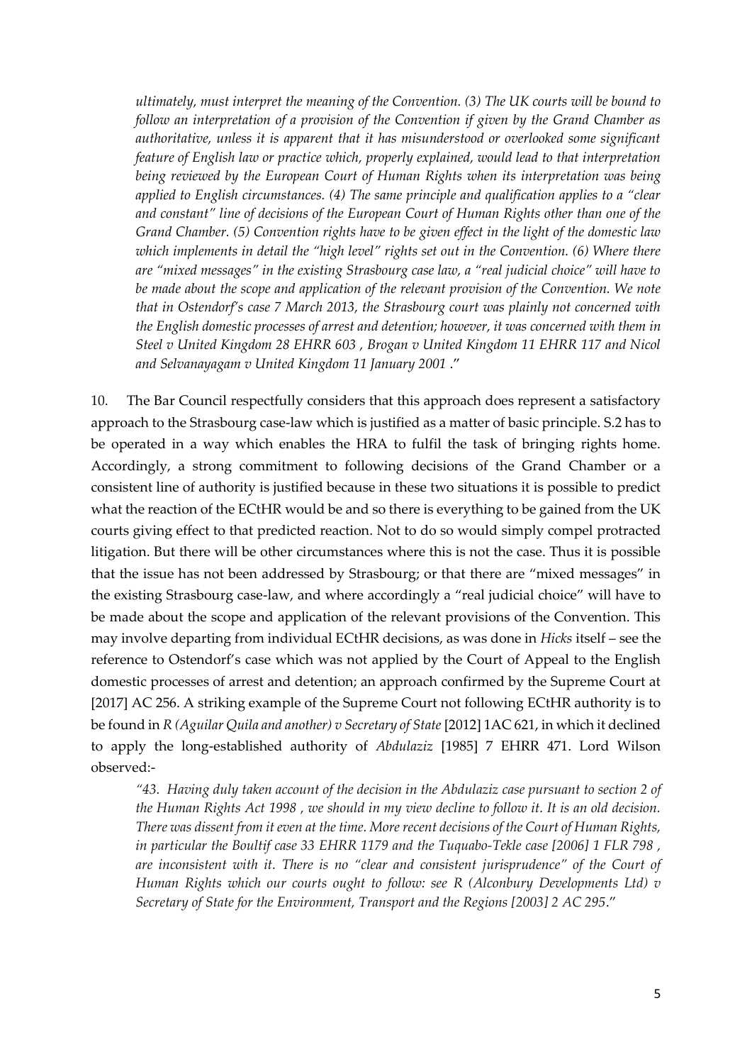*ultimately, must interpret the meaning of the Convention. (3) The UK courts will be bound to follow an interpretation of a provision of the Convention if given by the Grand Chamber as authoritative, unless it is apparent that it has misunderstood or overlooked some significant feature of English law or practice which, properly explained, would lead to that interpretation being reviewed by the European Court of Human Rights when its interpretation was being applied to English circumstances. (4) The same principle and qualification applies to a "clear and constant" line of decisions of the European Court of Human Rights other than one of the Grand Chamber. (5) Convention rights have to be given effect in the light of the domestic law which implements in detail the "high level" rights set out in the Convention. (6) Where there are "mixed messages" in the existing Strasbourg case law, a "real judicial choice" will have to be made about the scope and application of the relevant provision of the Convention. We note that in Ostendorf's case 7 March 2013, the Strasbourg court was plainly not concerned with the English domestic processes of arrest and detention; however, it was concerned with them in Steel v United Kingdom 28 EHRR 603 , Brogan v United Kingdom 11 EHRR 117 and Nicol and Selvanayagam v United Kingdom 11 January 2001 ."*

10. The Bar Council respectfully considers that this approach does represent a satisfactory approach to the Strasbourg case-law which is justified as a matter of basic principle. S.2 has to be operated in a way which enables the HRA to fulfil the task of bringing rights home. Accordingly, a strong commitment to following decisions of the Grand Chamber or a consistent line of authority is justified because in these two situations it is possible to predict what the reaction of the ECtHR would be and so there is everything to be gained from the UK courts giving effect to that predicted reaction. Not to do so would simply compel protracted litigation. But there will be other circumstances where this is not the case. Thus it is possible that the issue has not been addressed by Strasbourg; or that there are "mixed messages" in the existing Strasbourg case-law, and where accordingly a "real judicial choice" will have to be made about the scope and application of the relevant provisions of the Convention. This may involve departing from individual ECtHR decisions, as was done in *Hicks* itself – see the reference to Ostendorf's case which was not applied by the Court of Appeal to the English domestic processes of arrest and detention; an approach confirmed by the Supreme Court at [2017] AC 256. A striking example of the Supreme Court not following ECtHR authority is to be found in *R (Aguilar Quila and another) v Secretary of State* [2012] 1AC 621, in which it declined to apply the long-established authority of *Abdulaziz* [1985] 7 EHRR 471. Lord Wilson observed:-

*"43. Having duly taken account of the decision in the Abdulaziz case pursuant to section 2 of the Human Rights Act 1998 , we should in my view decline to follow it. It is an old decision. There was dissent from it even at the time. More recent decisions of the Court of Human Rights, in particular the Boultif case 33 EHRR 1179 and the Tuquabo-Tekle case [2006] 1 FLR 798 , are inconsistent with it. There is no "clear and consistent jurisprudence" of the Court of Human Rights which our courts ought to follow: see R (Alconbury Developments Ltd) v Secretary of State for the Environment, Transport and the Regions [2003] 2 AC 295."*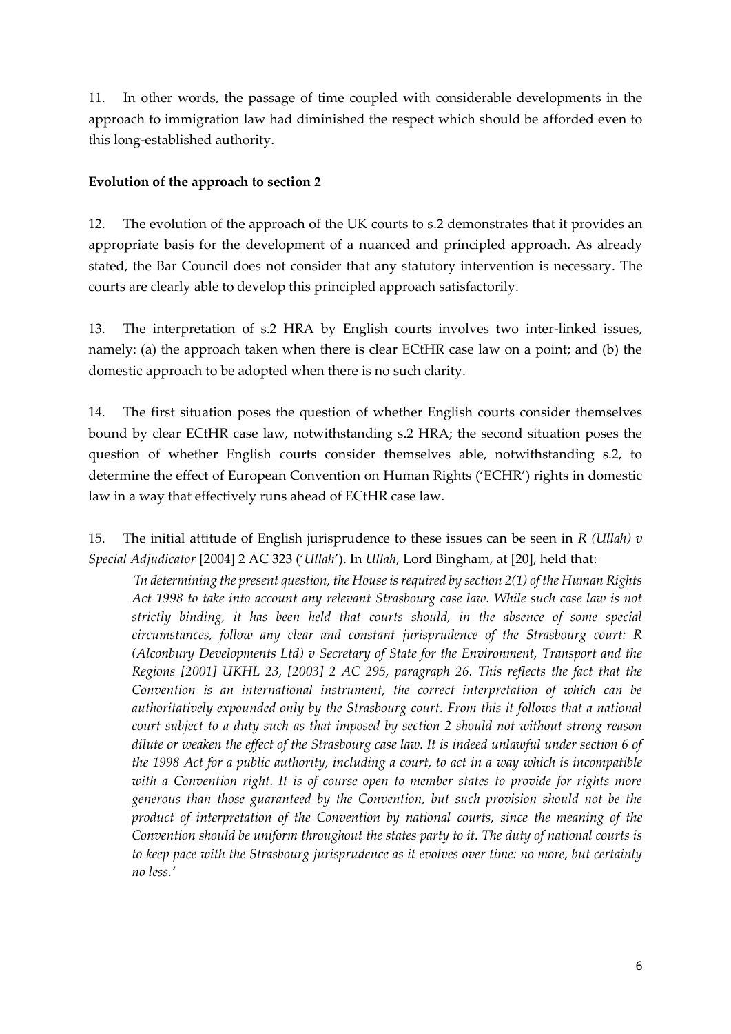11. In other words, the passage of time coupled with considerable developments in the approach to immigration law had diminished the respect which should be afforded even to this long-established authority.

**Evolution of the approach to section 2**

12. The evolution of the approach of the UK courts to s.2 demonstrates that it provides an appropriate basis for the development of a nuanced and principled approach. As already stated, the Bar Council does not consider that any statutory intervention is necessary. The courts are clearly able to develop this principled approach satisfactorily.

13. The interpretation of s.2 HRA by English courts involves two inter-linked issues, namely: (a) the approach taken when there is clear ECtHR case law on a point; and (b) the domestic approach to be adopted when there is no such clarity.

14. The first situation poses the question of whether English courts consider themselves bound by clear ECtHR case law, notwithstanding s.2 HRA; the second situation poses the question of whether English courts consider themselves able, notwithstanding s.2, to determine the effect of European Convention on Human Rights ('ECHR') rights in domestic law in a way that effectively runs ahead of ECtHR case law.

15. The initial attitude of English jurisprudence to these issues can be seen in *R (Ullah) v Special Adjudicator* [2004] 2 AC 323 ('*Ullah*'). In *Ullah*, Lord Bingham, at [20], held that:

> *'In determining the present question, the House is required by section 2(1) of the Human Rights Act 1998 to take into account any relevant Strasbourg case law. While such case law is not strictly binding, it has been held that courts should, in the absence of some special circumstances, follow any clear and constant jurisprudence of the Strasbourg court: R (Alconbury Developments Ltd) v Secretary of State for the Environment, Transport and the Regions [2001] UKHL 23, [2003] 2 AC 295, paragraph 26. This reflects the fact that the Convention is an international instrument, the correct interpretation of which can be authoritatively expounded only by the Strasbourg court. From this it follows that a national court subject to a duty such as that imposed by section 2 should not without strong reason dilute or weaken the effect of the Strasbourg case law. It is indeed unlawful under section 6 of the 1998 Act for a public authority, including a court, to act in a way which is incompatible with a Convention right. It is of course open to member states to provide for rights more generous than those guaranteed by the Convention, but such provision should not be the product of interpretation of the Convention by national courts, since the meaning of the Convention should be uniform throughout the states party to it. The duty of national courts is to keep pace with the Strasbourg jurisprudence as it evolves over time: no more, but certainly no less.'*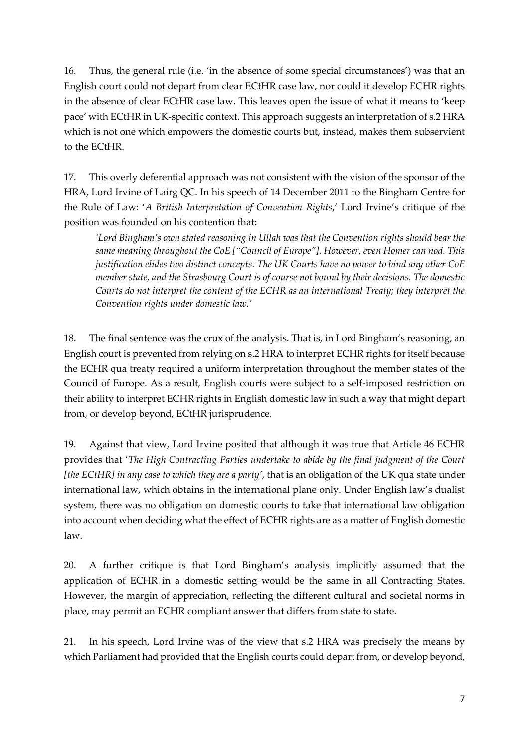16. Thus, the general rule (i.e. 'in the absence of some special circumstances') was that an English court could not depart from clear ECtHR case law, nor could it develop ECHR rights in the absence of clear ECtHR case law. This leaves open the issue of what it means to 'keep pace' with ECtHR in UK-specific context. This approach suggests an interpretation of s.2 HRA which is not one which empowers the domestic courts but, instead, makes them subservient to the ECtHR.

17. This overly deferential approach was not consistent with the vision of the sponsor of the HRA, Lord Irvine of Lairg QC. In his speech of 14 December 2011 to the Bingham Centre for the Rule of Law: '*A British Interpretation of Convention Rights*,' Lord Irvine's critique of the position was founded on his contention that:

> *'Lord Bingham's own stated reasoning in Ullah was that the Convention rights should bear the same meaning throughout the CoE ["Council of Europe"]. However, even Homer can nod. This justification elides two distinct concepts. The UK Courts have no power to bind any other CoE member state, and the Strasbourg Court is of course not bound by their decisions. The domestic Courts do not interpret the content of the ECHR as an international Treaty; they interpret the Convention rights under domestic law.'*

18. The final sentence was the crux of the analysis. That is, in Lord Bingham's reasoning, an English court is prevented from relying on s.2 HRA to interpret ECHR rights for itself because the ECHR qua treaty required a uniform interpretation throughout the member states of the Council of Europe. As a result, English courts were subject to a self-imposed restriction on their ability to interpret ECHR rights in English domestic law in such a way that might depart from, or develop beyond, ECtHR jurisprudence.

19. Against that view, Lord Irvine posited that although it was true that Article 46 ECHR provides that '*The High Contracting Parties undertake to abide by the final judgment of the Court [the ECtHR] in any case to which they are a party*', that is an obligation of the UK qua state under international law, which obtains in the international plane only. Under English law's dualist system, there was no obligation on domestic courts to take that international law obligation into account when deciding what the effect of ECHR rights are as a matter of English domestic law.

20. A further critique is that Lord Bingham's analysis implicitly assumed that the application of ECHR in a domestic setting would be the same in all Contracting States. However, the margin of appreciation, reflecting the different cultural and societal norms in place, may permit an ECHR compliant answer that differs from state to state.

21. In his speech, Lord Irvine was of the view that s.2 HRA was precisely the means by which Parliament had provided that the English courts could depart from, or develop beyond,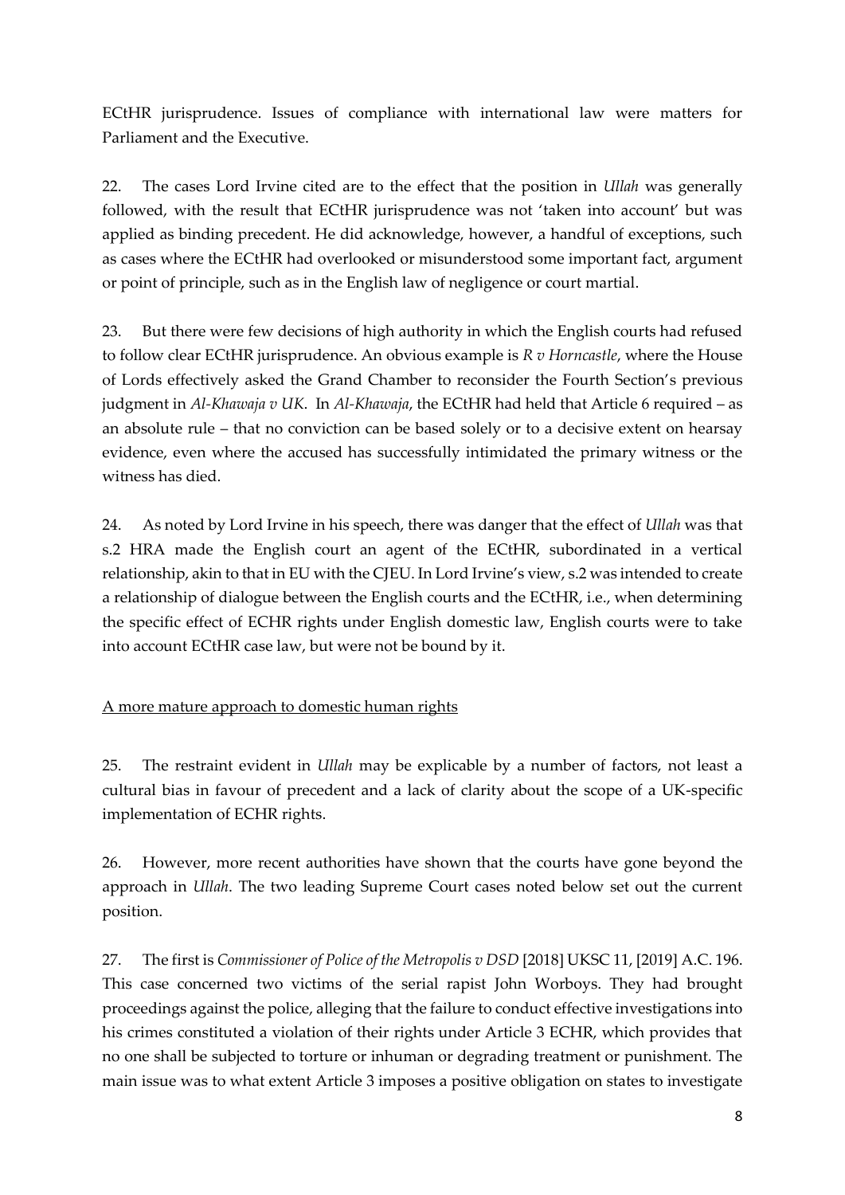ECtHR jurisprudence. Issues of compliance with international law were matters for Parliament and the Executive.

22. The cases Lord Irvine cited are to the effect that the position in *Ullah* was generally followed, with the result that ECtHR jurisprudence was not 'taken into account' but was applied as binding precedent. He did acknowledge, however, a handful of exceptions, such as cases where the ECtHR had overlooked or misunderstood some important fact, argument or point of principle, such as in the English law of negligence or court martial.

23. But there were few decisions of high authority in which the English courts had refused to follow clear ECtHR jurisprudence. An obvious example is *R v Horncastle*, where the House of Lords effectively asked the Grand Chamber to reconsider the Fourth Section's previous judgment in *Al-Khawaja v UK*. In *Al-Khawaja*, the ECtHR had held that Article 6 required – as an absolute rule – that no conviction can be based solely or to a decisive extent on hearsay evidence, even where the accused has successfully intimidated the primary witness or the witness has died.

24. As noted by Lord Irvine in his speech, there was danger that the effect of *Ullah* was that s.2 HRA made the English court an agent of the ECtHR, subordinated in a vertical relationship, akin to that in EU with the CJEU. In Lord Irvine's view, s.2 was intended to create a relationship of dialogue between the English courts and the ECtHR, i.e., when determining the specific effect of ECHR rights under English domestic law, English courts were to take into account ECtHR case law, but were not be bound by it.

<u>A more mature approach to domestic human rights</u>

25. The restraint evident in *Ullah* may be explicable by a number of factors, not least a cultural bias in favour of precedent and a lack of clarity about the scope of a UK-specific implementation of ECHR rights.

26. However, more recent authorities have shown that the courts have gone beyond the approach in *Ullah*. The two leading Supreme Court cases noted below set out the current position.

27. The first is *Commissioner of Police of the Metropolis v DSD* [2018] UKSC 11, [2019] A.C. 196. This case concerned two victims of the serial rapist John Worboys. They had brought proceedings against the police, alleging that the failure to conduct effective investigations into his crimes constituted a violation of their rights under Article 3 ECHR, which provides that no one shall be subjected to torture or inhuman or degrading treatment or punishment. The main issue was to what extent Article 3 imposes a positive obligation on states to investigate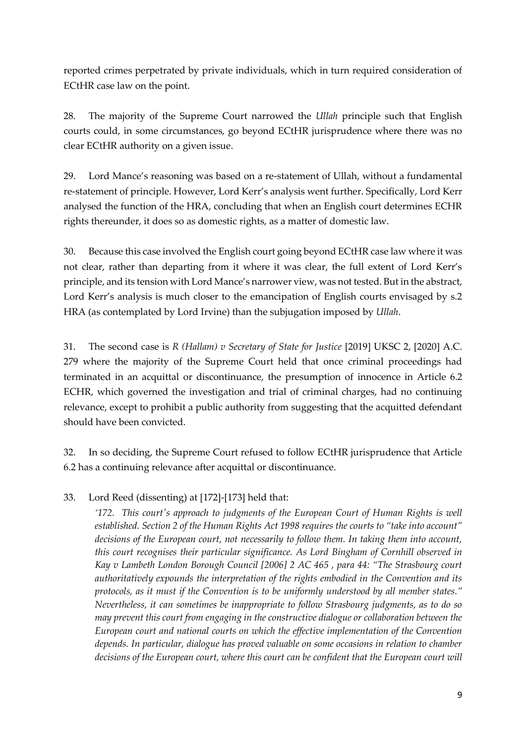reported crimes perpetrated by private individuals, which in turn required consideration of ECtHR case law on the point.

28. The majority of the Supreme Court narrowed the *Ullah* principle such that English courts could, in some circumstances, go beyond ECtHR jurisprudence where there was no clear ECtHR authority on a given issue.

29. Lord Mance's reasoning was based on a re-statement of Ullah, without a fundamental re-statement of principle. However, Lord Kerr's analysis went further. Specifically, Lord Kerr analysed the function of the HRA, concluding that when an English court determines ECHR rights thereunder, it does so as domestic rights, as a matter of domestic law.

30. Because this case involved the English court going beyond ECtHR case law where it was not clear, rather than departing from it where it was clear, the full extent of Lord Kerr's principle, and its tension with Lord Mance's narrower view, was not tested. But in the abstract, Lord Kerr's analysis is much closer to the emancipation of English courts envisaged by s.2 HRA (as contemplated by Lord Irvine) than the subjugation imposed by *Ullah*.

31. The second case is *R (Hallam) v Secretary of State for Justice* [2019] UKSC 2, [2020] A.C. 279 where the majority of the Supreme Court held that once criminal proceedings had terminated in an acquittal or discontinuance, the presumption of innocence in Article 6.2 ECHR, which governed the investigation and trial of criminal charges, had no continuing relevance, except to prohibit a public authority from suggesting that the acquitted defendant should have been convicted.

32. In so deciding, the Supreme Court refused to follow ECtHR jurisprudence that Article 6.2 has a continuing relevance after acquittal or discontinuance.

33. Lord Reed (dissenting) at [172]-[173] held that:

> *'172. This court's approach to judgments of the European Court of Human Rights is well established. Section 2 of the Human Rights Act 1998 requires the courts to "take into account" decisions of the European court, not necessarily to follow them. In taking them into account, this court recognises their particular significance. As Lord Bingham of Cornhill observed in Kay v Lambeth London Borough Council [2006] 2 AC 465 , para 44: "The Strasbourg court authoritatively expounds the interpretation of the rights embodied in the Convention and its protocols, as it must if the Convention is to be uniformly understood by all member states." Nevertheless, it can sometimes be inappropriate to follow Strasbourg judgments, as to do so may prevent this court from engaging in the constructive dialogue or collaboration between the European court and national courts on which the effective implementation of the Convention depends. In particular, dialogue has proved valuable on some occasions in relation to chamber decisions of the European court, where this court can be confident that the European court will*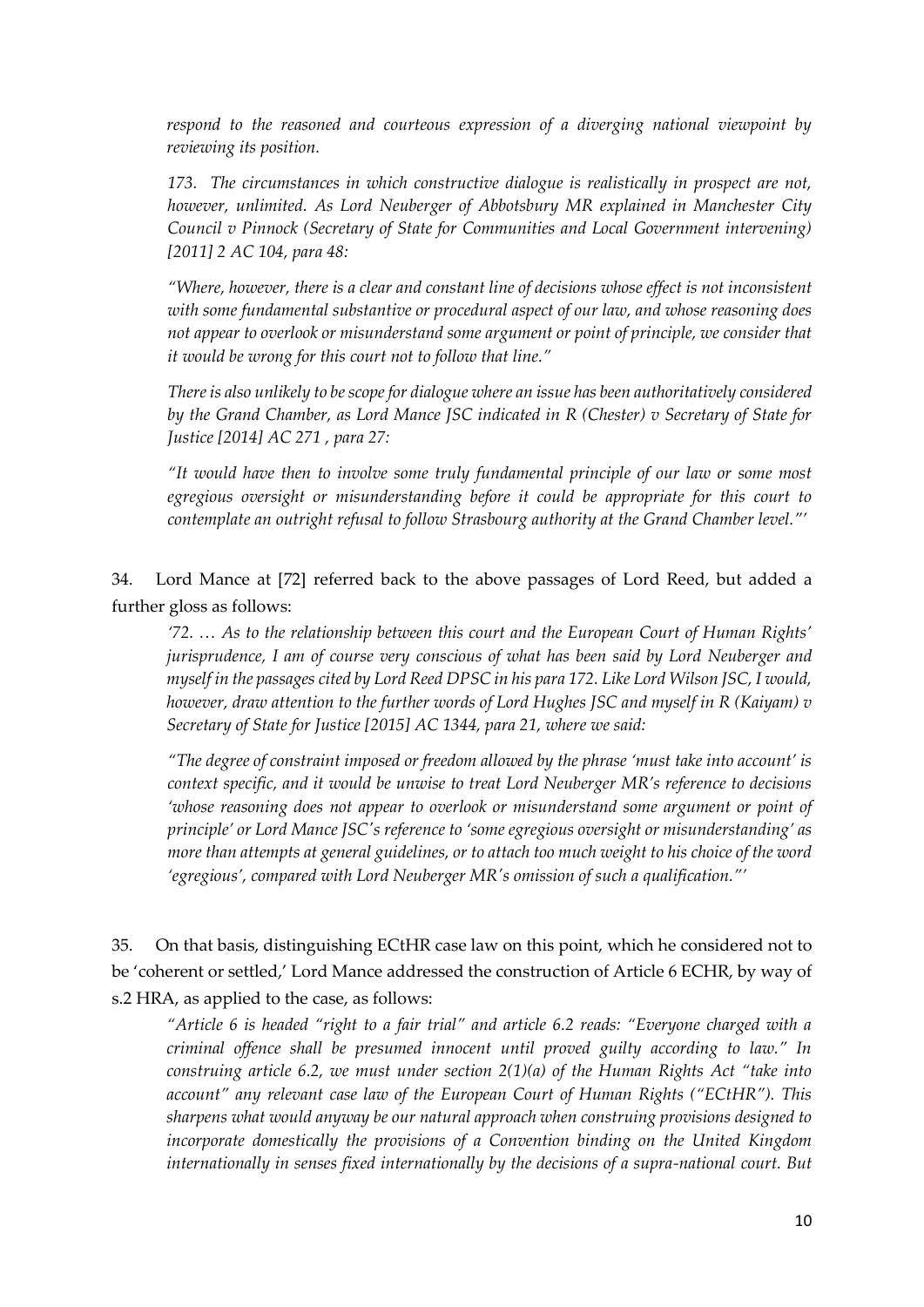*respond to the reasoned and courteous expression of a diverging national viewpoint by reviewing its position.*

*173. The circumstances in which constructive dialogue is realistically in prospect are not, however, unlimited. As Lord Neuberger of Abbotsbury MR explained in Manchester City Council v Pinnock (Secretary of State for Communities and Local Government intervening) [2011] 2 AC 104, para 48:*

*"Where, however, there is a clear and constant line of decisions whose effect is not inconsistent with some fundamental substantive or procedural aspect of our law, and whose reasoning does not appear to overlook or misunderstand some argument or point of principle, we consider that it would be wrong for this court not to follow that line."*

*There is also unlikely to be scope for dialogue where an issue has been authoritatively considered by the Grand Chamber, as Lord Mance JSC indicated in R (Chester) v Secretary of State for Justice [2014] AC 271 , para 27:*

*"It would have then to involve some truly fundamental principle of our law or some most egregious oversight or misunderstanding before it could be appropriate for this court to contemplate an outright refusal to follow Strasbourg authority at the Grand Chamber level."'*

34. Lord Mance at [72] referred back to the above passages of Lord Reed, but added a further gloss as follows:

*'72. … As to the relationship between this court and the European Court of Human Rights' jurisprudence, I am of course very conscious of what has been said by Lord Neuberger and myself in the passages cited by Lord Reed DPSC in his para 172. Like Lord Wilson JSC, I would, however, draw attention to the further words of Lord Hughes JSC and myself in R (Kaiyam) v Secretary of State for Justice [2015] AC 1344, para 21, where we said:*

*"The degree of constraint imposed or freedom allowed by the phrase 'must take into account' is context specific, and it would be unwise to treat Lord Neuberger MR's reference to decisions 'whose reasoning does not appear to overlook or misunderstand some argument or point of principle' or Lord Mance JSC's reference to 'some egregious oversight or misunderstanding' as more than attempts at general guidelines, or to attach too much weight to his choice of the word 'egregious', compared with Lord Neuberger MR's omission of such a qualification."'*

35. On that basis, distinguishing ECtHR case law on this point, which he considered not to be 'coherent or settled,' Lord Mance addressed the construction of Article 6 ECHR, by way of s.2 HRA, as applied to the case, as follows:

*"Article 6 is headed "right to a fair trial" and article 6.2 reads: "Everyone charged with a criminal offence shall be presumed innocent until proved guilty according to law." In construing article 6.2, we must under section 2(1)(a) of the Human Rights Act "take into account" any relevant case law of the European Court of Human Rights ("ECtHR"). This sharpens what would anyway be our natural approach when construing provisions designed to incorporate domestically the provisions of a Convention binding on the United Kingdom internationally in senses fixed internationally by the decisions of a supra-national court. But*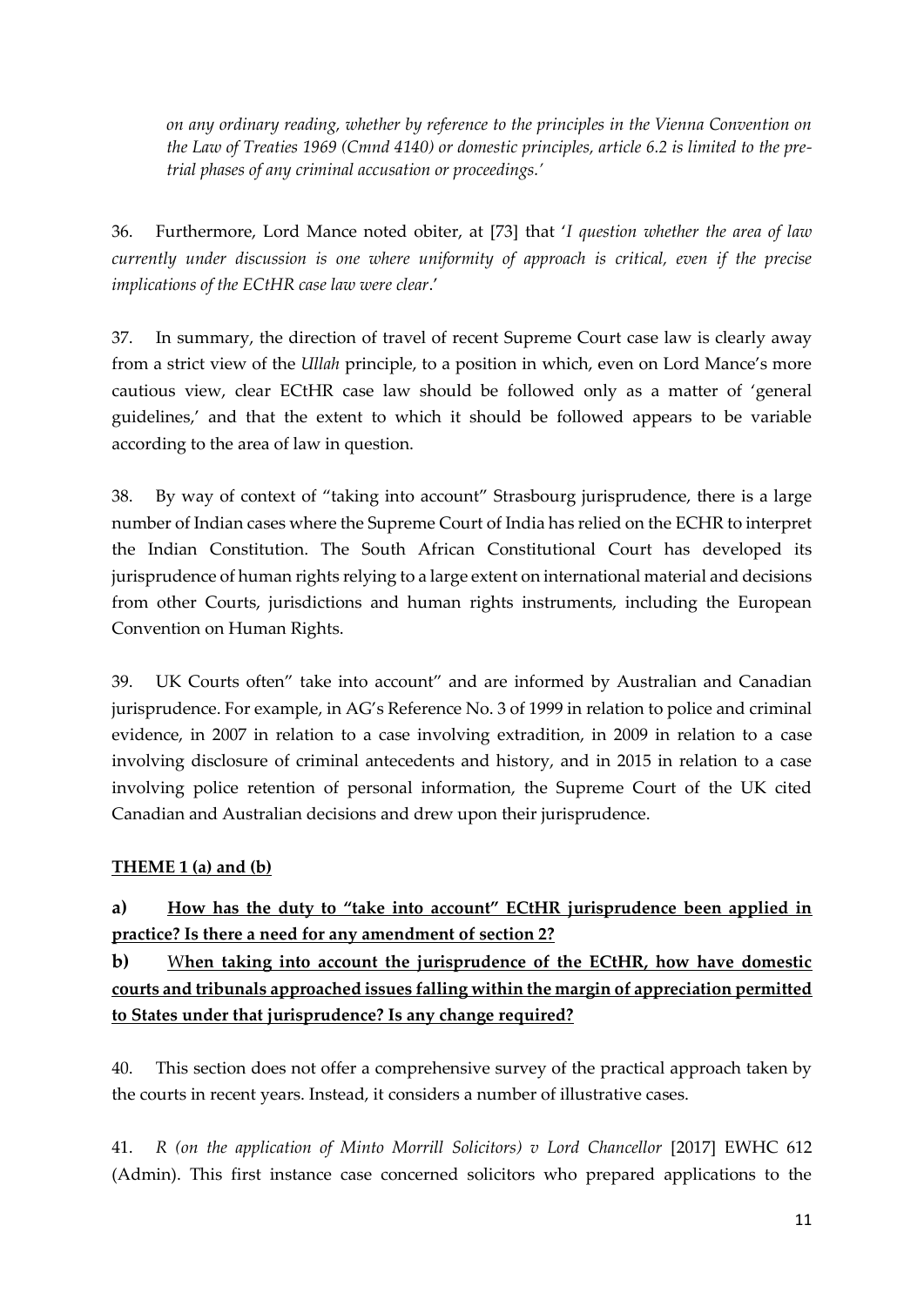*on any ordinary reading, whether by reference to the principles in the Vienna Convention on the Law of Treaties 1969 (Cmnd 4140) or domestic principles, article 6.2 is limited to the pre-trial phases of any criminal accusation or proceedings.'*

36. Furthermore, Lord Mance noted obiter, at [73] that '*I question whether the area of law currently under discussion is one where uniformity of approach is critical, even if the precise implications of the ECtHR case law were clear*.'

37. In summary, the direction of travel of recent Supreme Court case law is clearly away from a strict view of the *Ullah* principle, to a position in which, even on Lord Mance's more cautious view, clear ECtHR case law should be followed only as a matter of 'general guidelines,' and that the extent to which it should be followed appears to be variable according to the area of law in question.

38. By way of context of "taking into account" Strasbourg jurisprudence, there is a large number of Indian cases where the Supreme Court of India has relied on the ECHR to interpret the Indian Constitution. The South African Constitutional Court has developed its jurisprudence of human rights relying to a large extent on international material and decisions from other Courts, jurisdictions and human rights instruments, including the European Convention on Human Rights.

39. UK Courts often" take into account" and are informed by Australian and Canadian jurisprudence. For example, in AG's Reference No. 3 of 1999 in relation to police and criminal evidence, in 2007 in relation to a case involving extradition, in 2009 in relation to a case involving disclosure of criminal antecedents and history, and in 2015 in relation to a case involving police retention of personal information, the Supreme Court of the UK cited Canadian and Australian decisions and drew upon their jurisprudence.

**THEME 1 (a) and (b)**

**a) How has the duty to "take into account" ECtHR jurisprudence been applied in practice? Is there a need for any amendment of section 2?**

**b) When taking into account the jurisprudence of the ECtHR, how have domestic courts and tribunals approached issues falling within the margin of appreciation permitted to States under that jurisprudence? Is any change required?**

40. This section does not offer a comprehensive survey of the practical approach taken by the courts in recent years. Instead, it considers a number of illustrative cases.

41. *R (on the application of Minto Morrill Solicitors) v Lord Chancellor* [2017] EWHC 612 (Admin). This first instance case concerned solicitors who prepared applications to the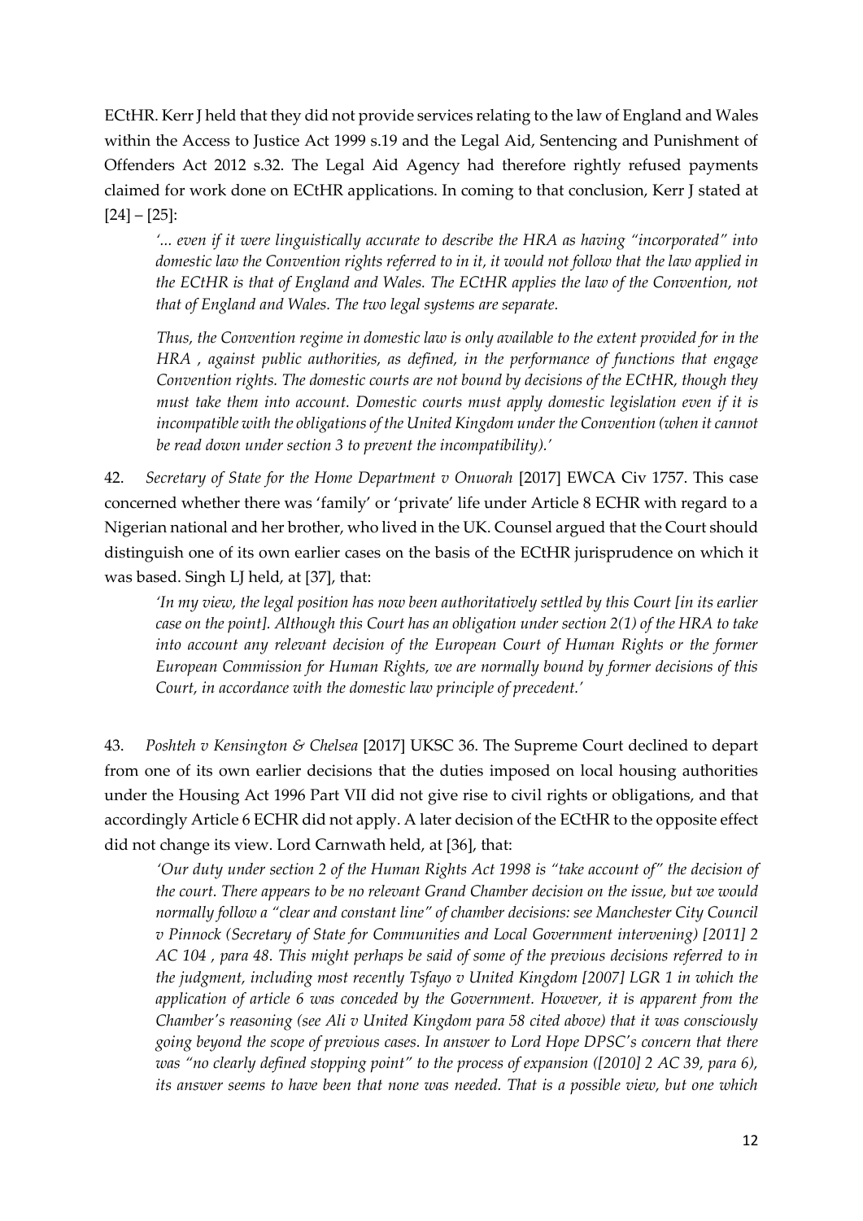ECtHR. Kerr J held that they did not provide services relating to the law of England and Wales within the Access to Justice Act 1999 s.19 and the Legal Aid, Sentencing and Punishment of Offenders Act 2012 s.32. The Legal Aid Agency had therefore rightly refused payments claimed for work done on ECtHR applications. In coming to that conclusion, Kerr J stated at [24] – [25]:

> *'... even if it were linguistically accurate to describe the HRA as having "incorporated" into domestic law the Convention rights referred to in it, it would not follow that the law applied in the ECtHR is that of England and Wales. The ECtHR applies the law of the Convention, not that of England and Wales. The two legal systems are separate.*
>
> *Thus, the Convention regime in domestic law is only available to the extent provided for in the HRA , against public authorities, as defined, in the performance of functions that engage Convention rights. The domestic courts are not bound by decisions of the ECtHR, though they must take them into account. Domestic courts must apply domestic legislation even if it is incompatible with the obligations of the United Kingdom under the Convention (when it cannot be read down under section 3 to prevent the incompatibility).'*

42. *Secretary of State for the Home Department v Onuorah* [2017] EWCA Civ 1757. This case concerned whether there was 'family' or 'private' life under Article 8 ECHR with regard to a Nigerian national and her brother, who lived in the UK. Counsel argued that the Court should distinguish one of its own earlier cases on the basis of the ECtHR jurisprudence on which it was based. Singh LJ held, at [37], that:

> *'In my view, the legal position has now been authoritatively settled by this Court [in its earlier case on the point]. Although this Court has an obligation under section 2(1) of the HRA to take into account any relevant decision of the European Court of Human Rights or the former European Commission for Human Rights, we are normally bound by former decisions of this Court, in accordance with the domestic law principle of precedent.'*

43. *Poshteh v Kensington & Chelsea* [2017] UKSC 36. The Supreme Court declined to depart from one of its own earlier decisions that the duties imposed on local housing authorities under the Housing Act 1996 Part VII did not give rise to civil rights or obligations, and that accordingly Article 6 ECHR did not apply. A later decision of the ECtHR to the opposite effect did not change its view. Lord Carnwath held, at [36], that:

> *'Our duty under section 2 of the Human Rights Act 1998 is "take account of" the decision of the court. There appears to be no relevant Grand Chamber decision on the issue, but we would normally follow a "clear and constant line" of chamber decisions: see Manchester City Council v Pinnock (Secretary of State for Communities and Local Government intervening) [2011] 2 AC 104 , para 48. This might perhaps be said of some of the previous decisions referred to in the judgment, including most recently Tsfayo v United Kingdom [2007] LGR 1 in which the application of article 6 was conceded by the Government. However, it is apparent from the Chamber's reasoning (see Ali v United Kingdom para 58 cited above) that it was consciously going beyond the scope of previous cases. In answer to Lord Hope DPSC's concern that there was "no clearly defined stopping point" to the process of expansion ([2010] 2 AC 39, para 6), its answer seems to have been that none was needed. That is a possible view, but one which*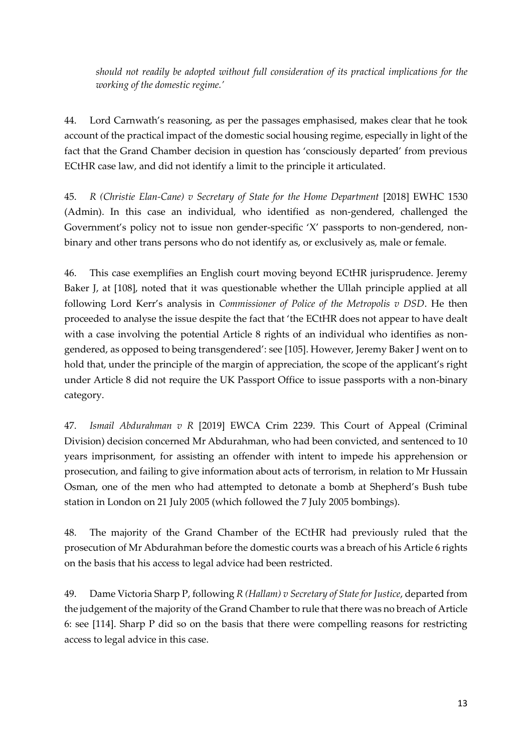*should not readily be adopted without full consideration of its practical implications for the working of the domestic regime.'*

44. Lord Carnwath's reasoning, as per the passages emphasised, makes clear that he took account of the practical impact of the domestic social housing regime, especially in light of the fact that the Grand Chamber decision in question has 'consciously departed' from previous ECtHR case law, and did not identify a limit to the principle it articulated.

45. *R (Christie Elan-Cane) v Secretary of State for the Home Department* [2018] EWHC 1530 (Admin). In this case an individual, who identified as non-gendered, challenged the Government's policy not to issue non gender-specific 'X' passports to non-gendered, non-binary and other trans persons who do not identify as, or exclusively as, male or female.

46. This case exemplifies an English court moving beyond ECtHR jurisprudence. Jeremy Baker J, at [108], noted that it was questionable whether the Ullah principle applied at all following Lord Kerr's analysis in *Commissioner of Police of the Metropolis v DSD*. He then proceeded to analyse the issue despite the fact that 'the ECtHR does not appear to have dealt with a case involving the potential Article 8 rights of an individual who identifies as non-gendered, as opposed to being transgendered': see [105]. However, Jeremy Baker J went on to hold that, under the principle of the margin of appreciation, the scope of the applicant's right under Article 8 did not require the UK Passport Office to issue passports with a non-binary category.

47. *Ismail Abdurahman v R* [2019] EWCA Crim 2239. This Court of Appeal (Criminal Division) decision concerned Mr Abdurahman, who had been convicted, and sentenced to 10 years imprisonment, for assisting an offender with intent to impede his apprehension or prosecution, and failing to give information about acts of terrorism, in relation to Mr Hussain Osman, one of the men who had attempted to detonate a bomb at Shepherd's Bush tube station in London on 21 July 2005 (which followed the 7 July 2005 bombings).

48. The majority of the Grand Chamber of the ECtHR had previously ruled that the prosecution of Mr Abdurahman before the domestic courts was a breach of his Article 6 rights on the basis that his access to legal advice had been restricted.

49. Dame Victoria Sharp P, following *R (Hallam) v Secretary of State for Justice*, departed from the judgement of the majority of the Grand Chamber to rule that there was no breach of Article 6: see [114]. Sharp P did so on the basis that there were compelling reasons for restricting access to legal advice in this case.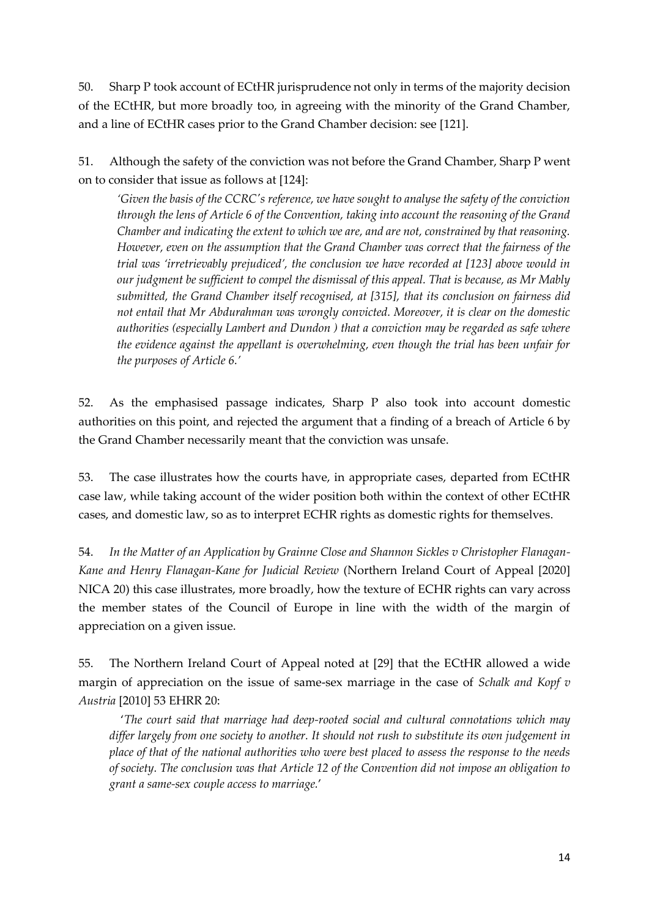50. Sharp P took account of ECtHR jurisprudence not only in terms of the majority decision of the ECtHR, but more broadly too, in agreeing with the minority of the Grand Chamber, and a line of ECtHR cases prior to the Grand Chamber decision: see [121].

51. Although the safety of the conviction was not before the Grand Chamber, Sharp P went on to consider that issue as follows at [124]:

> *'Given the basis of the CCRC's reference, we have sought to analyse the safety of the conviction through the lens of Article 6 of the Convention, taking into account the reasoning of the Grand Chamber and indicating the extent to which we are, and are not, constrained by that reasoning. However, even on the assumption that the Grand Chamber was correct that the fairness of the trial was 'irretrievably prejudiced', the conclusion we have recorded at [123] above would in our judgment be sufficient to compel the dismissal of this appeal. That is because, as Mr Mably submitted, the Grand Chamber itself recognised, at [315], that its conclusion on fairness did not entail that Mr Abdurahman was wrongly convicted. Moreover, it is clear on the domestic authorities (especially Lambert and Dundon ) that a conviction may be regarded as safe where the evidence against the appellant is overwhelming, even though the trial has been unfair for the purposes of Article 6.'*

52. As the emphasised passage indicates, Sharp P also took into account domestic authorities on this point, and rejected the argument that a finding of a breach of Article 6 by the Grand Chamber necessarily meant that the conviction was unsafe.

53. The case illustrates how the courts have, in appropriate cases, departed from ECtHR case law, while taking account of the wider position both within the context of other ECtHR cases, and domestic law, so as to interpret ECHR rights as domestic rights for themselves.

54. *In the Matter of an Application by Grainne Close and Shannon Sickles v Christopher Flanagan-Kane and Henry Flanagan-Kane for Judicial Review* (Northern Ireland Court of Appeal [2020] NICA 20) this case illustrates, more broadly, how the texture of ECHR rights can vary across the member states of the Council of Europe in line with the width of the margin of appreciation on a given issue.

55. The Northern Ireland Court of Appeal noted at [29] that the ECtHR allowed a wide margin of appreciation on the issue of same-sex marriage in the case of *Schalk and Kopf v Austria* [2010] 53 EHRR 20:

> '*The court said that marriage had deep-rooted social and cultural connotations which may differ largely from one society to another. It should not rush to substitute its own judgement in place of that of the national authorities who were best placed to assess the response to the needs of society. The conclusion was that Article 12 of the Convention did not impose an obligation to grant a same-sex couple access to marriage.*'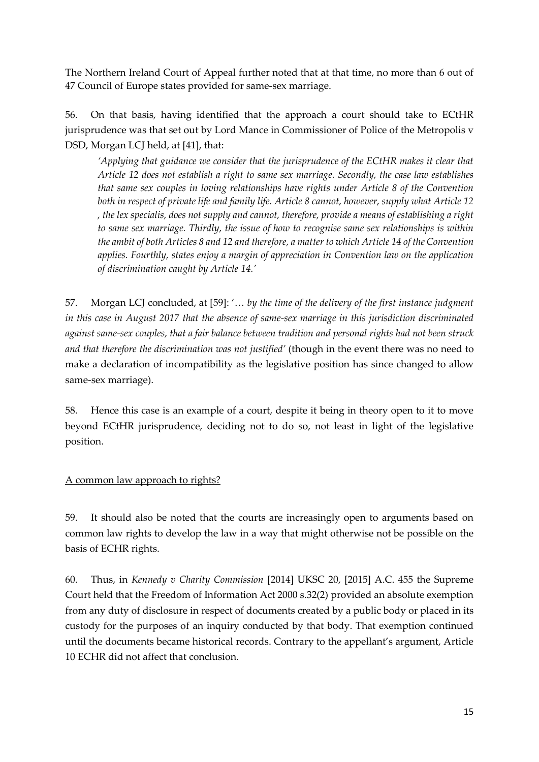The Northern Ireland Court of Appeal further noted that at that time, no more than 6 out of 47 Council of Europe states provided for same-sex marriage.

56. On that basis, having identified that the approach a court should take to ECtHR jurisprudence was that set out by Lord Mance in Commissioner of Police of the Metropolis v DSD, Morgan LCJ held, at [41], that:

> *'Applying that guidance we consider that the jurisprudence of the ECtHR makes it clear that Article 12 does not establish a right to same sex marriage. Secondly, the case law establishes that same sex couples in loving relationships have rights under Article 8 of the Convention both in respect of private life and family life. Article 8 cannot, however, supply what Article 12 , the lex specialis, does not supply and cannot, therefore, provide a means of establishing a right to same sex marriage. Thirdly, the issue of how to recognise same sex relationships is within the ambit of both Articles 8 and 12 and therefore, a matter to which Article 14 of the Convention applies. Fourthly, states enjoy a margin of appreciation in Convention law on the application of discrimination caught by Article 14.'*

57. Morgan LCJ concluded, at [59]: '… *by the time of the delivery of the first instance judgment in this case in August 2017 that the absence of same-sex marriage in this jurisdiction discriminated against same-sex couples, that a fair balance between tradition and personal rights had not been struck and that therefore the discrimination was not justified'* (though in the event there was no need to make a declaration of incompatibility as the legislative position has since changed to allow same-sex marriage).

58. Hence this case is an example of a court, despite it being in theory open to it to move beyond ECtHR jurisprudence, deciding not to do so, not least in light of the legislative position.

<u>A common law approach to rights?</u>

59. It should also be noted that the courts are increasingly open to arguments based on common law rights to develop the law in a way that might otherwise not be possible on the basis of ECHR rights.

60. Thus, in *Kennedy v Charity Commission* [2014] UKSC 20, [2015] A.C. 455 the Supreme Court held that the Freedom of Information Act 2000 s.32(2) provided an absolute exemption from any duty of disclosure in respect of documents created by a public body or placed in its custody for the purposes of an inquiry conducted by that body. That exemption continued until the documents became historical records. Contrary to the appellant's argument, Article 10 ECHR did not affect that conclusion.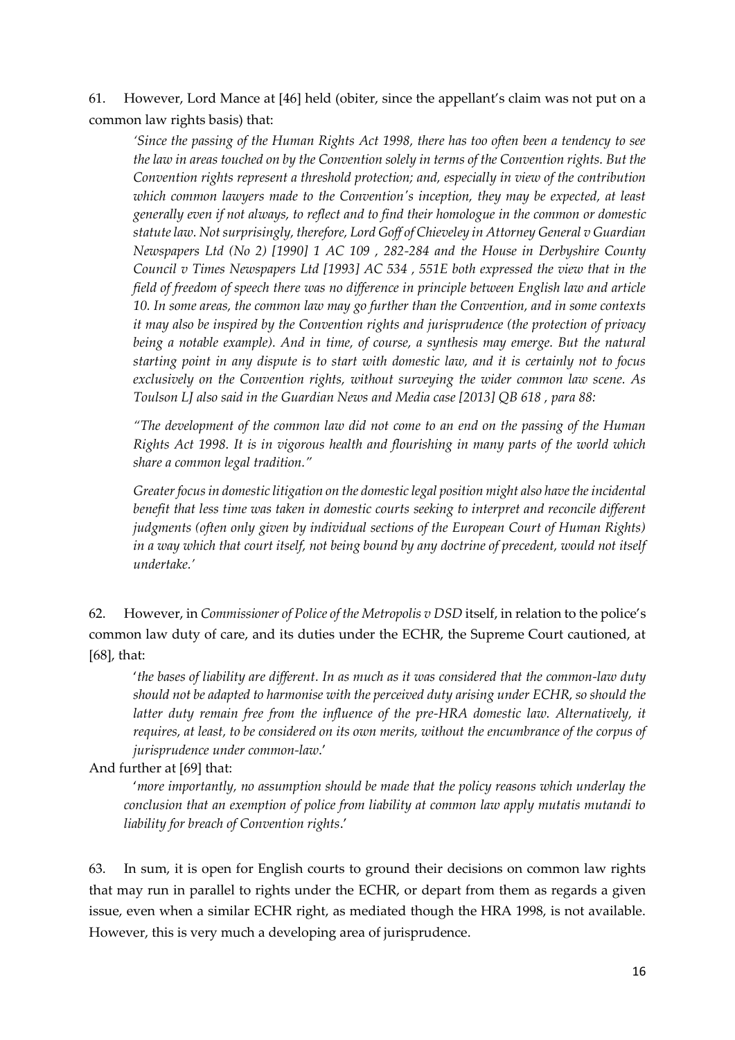61. However, Lord Mance at [46] held (obiter, since the appellant's claim was not put on a common law rights basis) that:

> *'Since the passing of the Human Rights Act 1998, there has too often been a tendency to see the law in areas touched on by the Convention solely in terms of the Convention rights. But the Convention rights represent a threshold protection; and, especially in view of the contribution which common lawyers made to the Convention's inception, they may be expected, at least generally even if not always, to reflect and to find their homologue in the common or domestic statute law. Not surprisingly, therefore, Lord Goff of Chieveley in Attorney General v Guardian Newspapers Ltd (No 2) [1990] 1 AC 109 , 282-284 and the House in Derbyshire County Council v Times Newspapers Ltd [1993] AC 534 , 551E both expressed the view that in the field of freedom of speech there was no difference in principle between English law and article 10. In some areas, the common law may go further than the Convention, and in some contexts it may also be inspired by the Convention rights and jurisprudence (the protection of privacy being a notable example). And in time, of course, a synthesis may emerge. But the natural starting point in any dispute is to start with domestic law, and it is certainly not to focus exclusively on the Convention rights, without surveying the wider common law scene. As Toulson LJ also said in the Guardian News and Media case [2013] QB 618 , para 88:*
>
> *"The development of the common law did not come to an end on the passing of the Human Rights Act 1998. It is in vigorous health and flourishing in many parts of the world which share a common legal tradition."*
>
> *Greater focus in domestic litigation on the domestic legal position might also have the incidental benefit that less time was taken in domestic courts seeking to interpret and reconcile different judgments (often only given by individual sections of the European Court of Human Rights) in a way which that court itself, not being bound by any doctrine of precedent, would not itself undertake.'*

62. However, in *Commissioner of Police of the Metropolis v DSD* itself, in relation to the police's common law duty of care, and its duties under the ECHR, the Supreme Court cautioned, at [68], that:

> '*the bases of liability are different. In as much as it was considered that the common-law duty should not be adapted to harmonise with the perceived duty arising under ECHR, so should the latter duty remain free from the influence of the pre-HRA domestic law. Alternatively, it requires, at least, to be considered on its own merits, without the encumbrance of the corpus of jurisprudence under common-law*.'

And further at [69] that:

> '*more importantly, no assumption should be made that the policy reasons which underlay the conclusion that an exemption of police from liability at common law apply mutatis mutandi to liability for breach of Convention rights*.'

63. In sum, it is open for English courts to ground their decisions on common law rights that may run in parallel to rights under the ECHR, or depart from them as regards a given issue, even when a similar ECHR right, as mediated though the HRA 1998, is not available. However, this is very much a developing area of jurisprudence.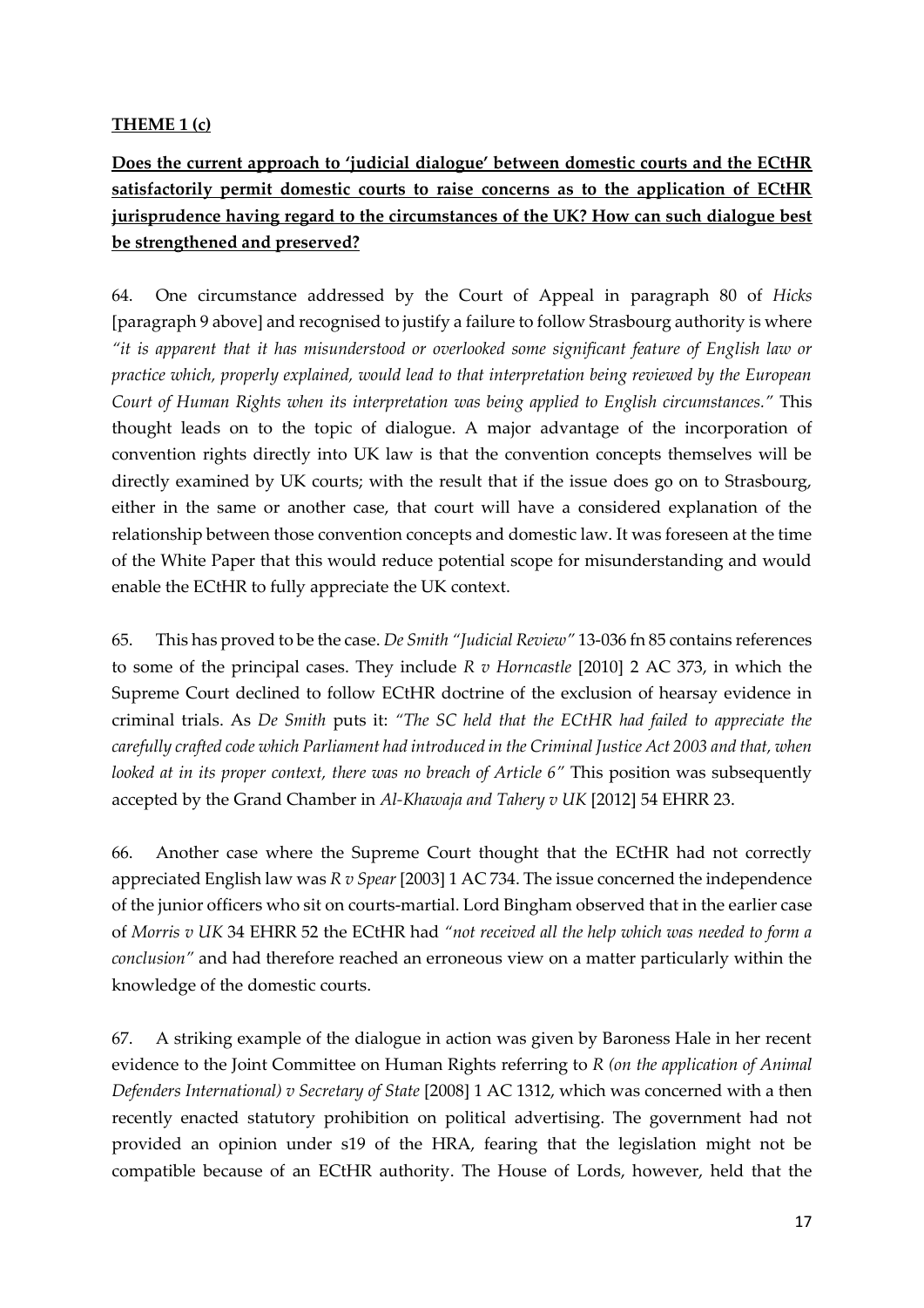**<u>THEME 1 (c)</u>**

**<u>Does the current approach to 'judicial dialogue' between domestic courts and the ECtHR satisfactorily permit domestic courts to raise concerns as to the application of ECtHR jurisprudence having regard to the circumstances of the UK? How can such dialogue best be strengthened and preserved?</u>**

64. One circumstance addressed by the Court of Appeal in paragraph 80 of *Hicks* [paragraph 9 above] and recognised to justify a failure to follow Strasbourg authority is where *"it is apparent that it has misunderstood or overlooked some significant feature of English law or practice which, properly explained, would lead to that interpretation being reviewed by the European Court of Human Rights when its interpretation was being applied to English circumstances."* This thought leads on to the topic of dialogue. A major advantage of the incorporation of convention rights directly into UK law is that the convention concepts themselves will be directly examined by UK courts; with the result that if the issue does go on to Strasbourg, either in the same or another case, that court will have a considered explanation of the relationship between those convention concepts and domestic law. It was foreseen at the time of the White Paper that this would reduce potential scope for misunderstanding and would enable the ECtHR to fully appreciate the UK context.

65. This has proved to be the case. *De Smith "Judicial Review"* 13-036 fn 85 contains references to some of the principal cases. They include *R v Horncastle* [2010] 2 AC 373, in which the Supreme Court declined to follow ECtHR doctrine of the exclusion of hearsay evidence in criminal trials. As *De Smith* puts it: *"The SC held that the ECtHR had failed to appreciate the carefully crafted code which Parliament had introduced in the Criminal Justice Act 2003 and that, when looked at in its proper context, there was no breach of Article 6"* This position was subsequently accepted by the Grand Chamber in *Al-Khawaja and Tahery v UK* [2012] 54 EHRR 23.

66. Another case where the Supreme Court thought that the ECtHR had not correctly appreciated English law was *R v Spear* [2003] 1 AC 734. The issue concerned the independence of the junior officers who sit on courts-martial. Lord Bingham observed that in the earlier case of *Morris v UK* 34 EHRR 52 the ECtHR had *"not received all the help which was needed to form a conclusion"* and had therefore reached an erroneous view on a matter particularly within the knowledge of the domestic courts.

67. A striking example of the dialogue in action was given by Baroness Hale in her recent evidence to the Joint Committee on Human Rights referring to *R (on the application of Animal Defenders International) v Secretary of State* [2008] 1 AC 1312, which was concerned with a then recently enacted statutory prohibition on political advertising. The government had not provided an opinion under s19 of the HRA, fearing that the legislation might not be compatible because of an ECtHR authority. The House of Lords, however, held that the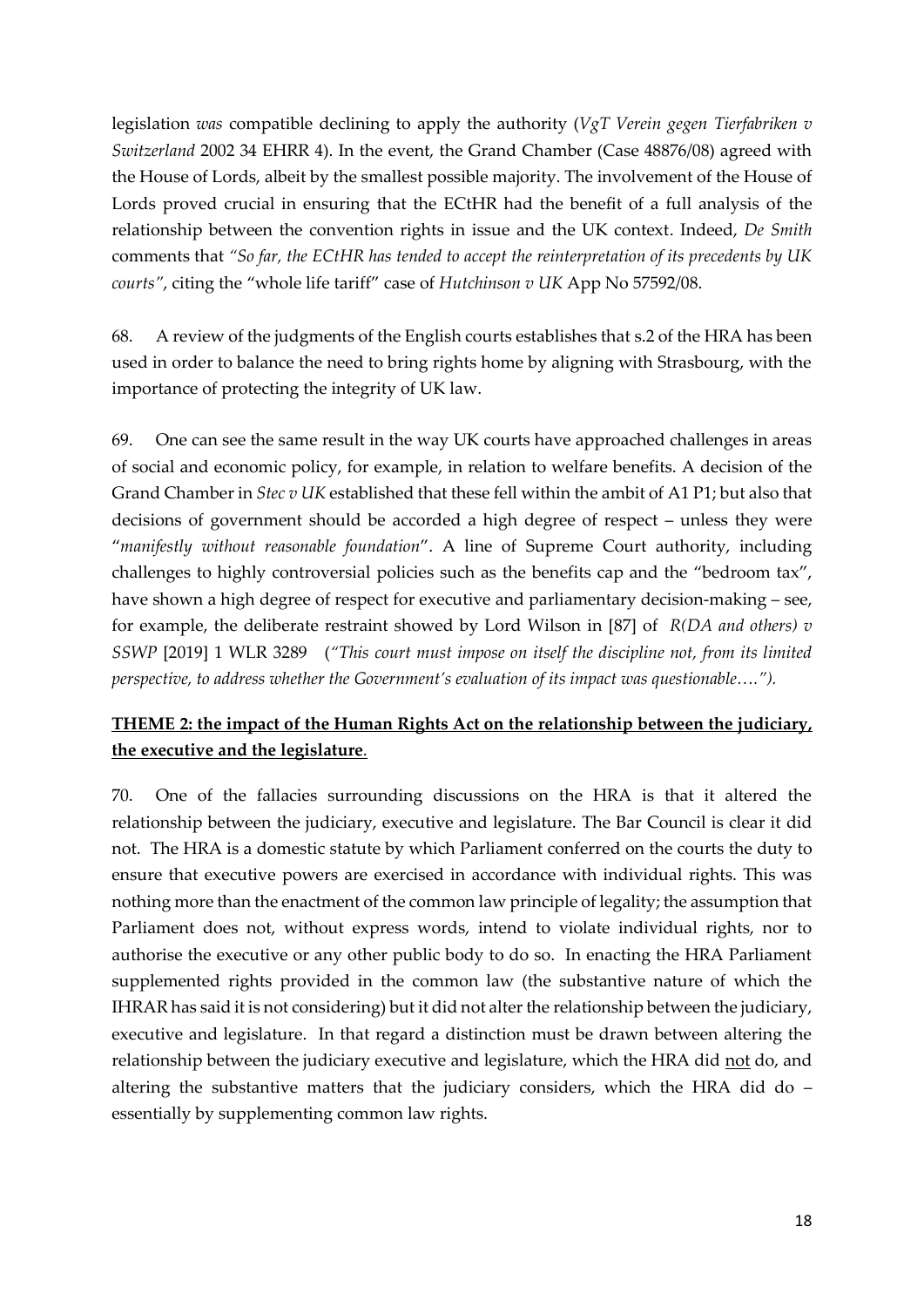legislation *was* compatible declining to apply the authority (*VgT Verein gegen Tierfabriken v Switzerland* 2002 34 EHRR 4). In the event, the Grand Chamber (Case 48876/08) agreed with the House of Lords, albeit by the smallest possible majority. The involvement of the House of Lords proved crucial in ensuring that the ECtHR had the benefit of a full analysis of the relationship between the convention rights in issue and the UK context. Indeed, *De Smith* comments that *"So far, the ECtHR has tended to accept the reinterpretation of its precedents by UK courts"*, citing the "whole life tariff" case of *Hutchinson v UK* App No 57592/08.

68. A review of the judgments of the English courts establishes that s.2 of the HRA has been used in order to balance the need to bring rights home by aligning with Strasbourg, with the importance of protecting the integrity of UK law.

69. One can see the same result in the way UK courts have approached challenges in areas of social and economic policy, for example, in relation to welfare benefits. A decision of the Grand Chamber in *Stec v UK* established that these fell within the ambit of A1 P1; but also that decisions of government should be accorded a high degree of respect – unless they were "*manifestly without reasonable foundation*". A line of Supreme Court authority, including challenges to highly controversial policies such as the benefits cap and the "bedroom tax", have shown a high degree of respect for executive and parliamentary decision-making – see, for example, the deliberate restraint showed by Lord Wilson in [87] of *R(DA and others) v SSWP* [2019] 1 WLR 3289 (*"This court must impose on itself the discipline not, from its limited perspective, to address whether the Government's evaluation of its impact was questionable…."*).

## <u>**THEME 2: the impact of the Human Rights Act on the relationship between the judiciary, the executive and the legislature**</u>.

70. One of the fallacies surrounding discussions on the HRA is that it altered the relationship between the judiciary, executive and legislature. The Bar Council is clear it did not. The HRA is a domestic statute by which Parliament conferred on the courts the duty to ensure that executive powers are exercised in accordance with individual rights. This was nothing more than the enactment of the common law principle of legality; the assumption that Parliament does not, without express words, intend to violate individual rights, nor to authorise the executive or any other public body to do so. In enacting the HRA Parliament supplemented rights provided in the common law (the substantive nature of which the IHRAR has said it is not considering) but it did not alter the relationship between the judiciary, executive and legislature. In that regard a distinction must be drawn between altering the relationship between the judiciary executive and legislature, which the HRA did <u>not</u> do, and altering the substantive matters that the judiciary considers, which the HRA did do – essentially by supplementing common law rights.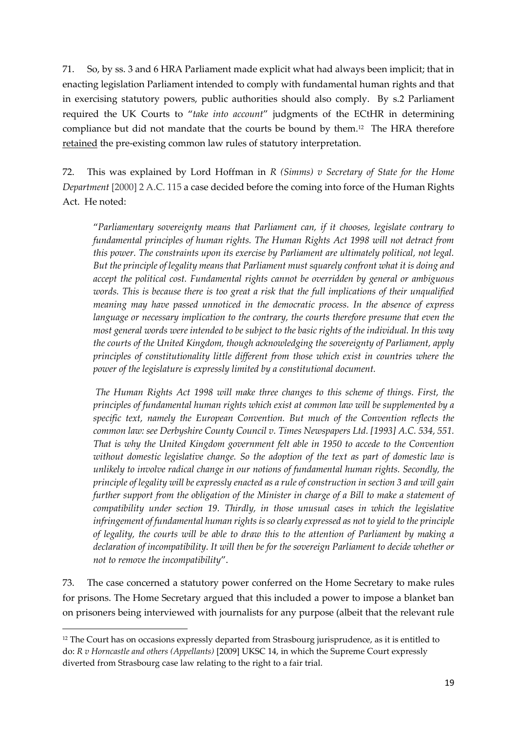71. So, by ss. 3 and 6 HRA Parliament made explicit what had always been implicit; that in enacting legislation Parliament intended to comply with fundamental human rights and that in exercising statutory powers, public authorities should also comply. By s.2 Parliament required the UK Courts to "*take into account*" judgments of the ECtHR in determining compliance but did not mandate that the courts be bound by them.[12] The HRA therefore <u>retained</u> the pre-existing common law rules of statutory interpretation.

72. This was explained by Lord Hoffman in *R (Simms) v Secretary of State for the Home Department* [2000] 2 A.C. 115 a case decided before the coming into force of the Human Rights Act. He noted:

> "*Parliamentary sovereignty means that Parliament can, if it chooses, legislate contrary to fundamental principles of human rights. The Human Rights Act 1998 will not detract from this power. The constraints upon its exercise by Parliament are ultimately political, not legal. But the principle of legality means that Parliament must squarely confront what it is doing and accept the political cost. Fundamental rights cannot be overridden by general or ambiguous words. This is because there is too great a risk that the full implications of their unqualified meaning may have passed unnoticed in the democratic process. In the absence of express language or necessary implication to the contrary, the courts therefore presume that even the most general words were intended to be subject to the basic rights of the individual. In this way the courts of the United Kingdom, though acknowledging the sovereignty of Parliament, apply principles of constitutionality little different from those which exist in countries where the power of the legislature is expressly limited by a constitutional document.*
>
> *The Human Rights Act 1998 will make three changes to this scheme of things. First, the principles of fundamental human rights which exist at common law will be supplemented by a specific text, namely the European Convention. But much of the Convention reflects the common law: see Derbyshire County Council v. Times Newspapers Ltd. [1993] A.C. 534, 551. That is why the United Kingdom government felt able in 1950 to accede to the Convention without domestic legislative change. So the adoption of the text as part of domestic law is unlikely to involve radical change in our notions of fundamental human rights. Secondly, the principle of legality will be expressly enacted as a rule of construction in section 3 and will gain further support from the obligation of the Minister in charge of a Bill to make a statement of compatibility under section 19. Thirdly, in those unusual cases in which the legislative infringement of fundamental human rights is so clearly expressed as not to yield to the principle of legality, the courts will be able to draw this to the attention of Parliament by making a declaration of incompatibility. It will then be for the sovereign Parliament to decide whether or not to remove the incompatibility*".

73. The case concerned a statutory power conferred on the Home Secretary to make rules for prisons. The Home Secretary argued that this included a power to impose a blanket ban on prisoners being interviewed with journalists for any purpose (albeit that the relevant rule

---

[12] The Court has on occasions expressly departed from Strasbourg jurisprudence, as it is entitled to do: *R v Horncastle and others (Appellants)* [2009] UKSC 14, in which the Supreme Court expressly diverted from Strasbourg case law relating to the right to a fair trial.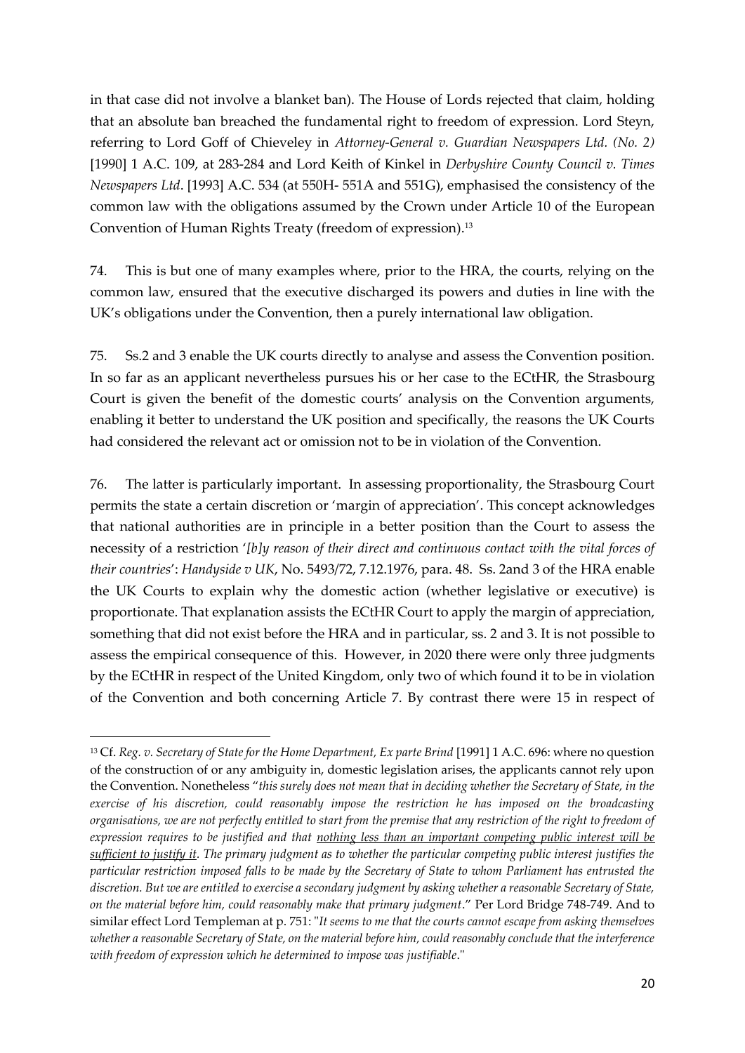in that case did not involve a blanket ban). The House of Lords rejected that claim, holding that an absolute ban breached the fundamental right to freedom of expression. Lord Steyn, referring to Lord Goff of Chieveley in *Attorney-General v. Guardian Newspapers Ltd. (No. 2)* [1990] 1 A.C. 109, at 283-284 and Lord Keith of Kinkel in *Derbyshire County Council v. Times Newspapers Ltd*. [1993] A.C. 534 (at 550H- 551A and 551G), emphasised the consistency of the common law with the obligations assumed by the Crown under Article 10 of the European Convention of Human Rights Treaty (freedom of expression).[13]

74. This is but one of many examples where, prior to the HRA, the courts, relying on the common law, ensured that the executive discharged its powers and duties in line with the UK's obligations under the Convention, then a purely international law obligation.

75. Ss.2 and 3 enable the UK courts directly to analyse and assess the Convention position. In so far as an applicant nevertheless pursues his or her case to the ECtHR, the Strasbourg Court is given the benefit of the domestic courts' analysis on the Convention arguments, enabling it better to understand the UK position and specifically, the reasons the UK Courts had considered the relevant act or omission not to be in violation of the Convention.

76. The latter is particularly important. In assessing proportionality, the Strasbourg Court permits the state a certain discretion or 'margin of appreciation'. This concept acknowledges that national authorities are in principle in a better position than the Court to assess the necessity of a restriction '*[b]y reason of their direct and continuous contact with the vital forces of their countries*': *Handyside v UK*, No. 5493/72, 7.12.1976, para. 48. Ss. 2and 3 of the HRA enable the UK Courts to explain why the domestic action (whether legislative or executive) is proportionate. That explanation assists the ECtHR Court to apply the margin of appreciation, something that did not exist before the HRA and in particular, ss. 2 and 3. It is not possible to assess the empirical consequence of this. However, in 2020 there were only three judgments by the ECtHR in respect of the United Kingdom, only two of which found it to be in violation of the Convention and both concerning Article 7. By contrast there were 15 in respect of

---

[13] Cf. *Reg. v. Secretary of State for the Home Department, Ex parte Brind* [1991] 1 A.C. 696: where no question of the construction of or any ambiguity in, domestic legislation arises, the applicants cannot rely upon the Convention. Nonetheless "*this surely does not mean that in deciding whether the Secretary of State, in the exercise of his discretion, could reasonably impose the restriction he has imposed on the broadcasting organisations, we are not perfectly entitled to start from the premise that any restriction of the right to freedom of expression requires to be justified and that <u>nothing less than an important competing public interest will be sufficient to justify it</u>. The primary judgment as to whether the particular competing public interest justifies the particular restriction imposed falls to be made by the Secretary of State to whom Parliament has entrusted the discretion. But we are entitled to exercise a secondary judgment by asking whether a reasonable Secretary of State, on the material before him, could reasonably make that primary judgment*." Per Lord Bridge 748-749. And to similar effect Lord Templeman at p. 751: "*It seems to me that the courts cannot escape from asking themselves whether a reasonable Secretary of State, on the material before him, could reasonably conclude that the interference with freedom of expression which he determined to impose was justifiable*."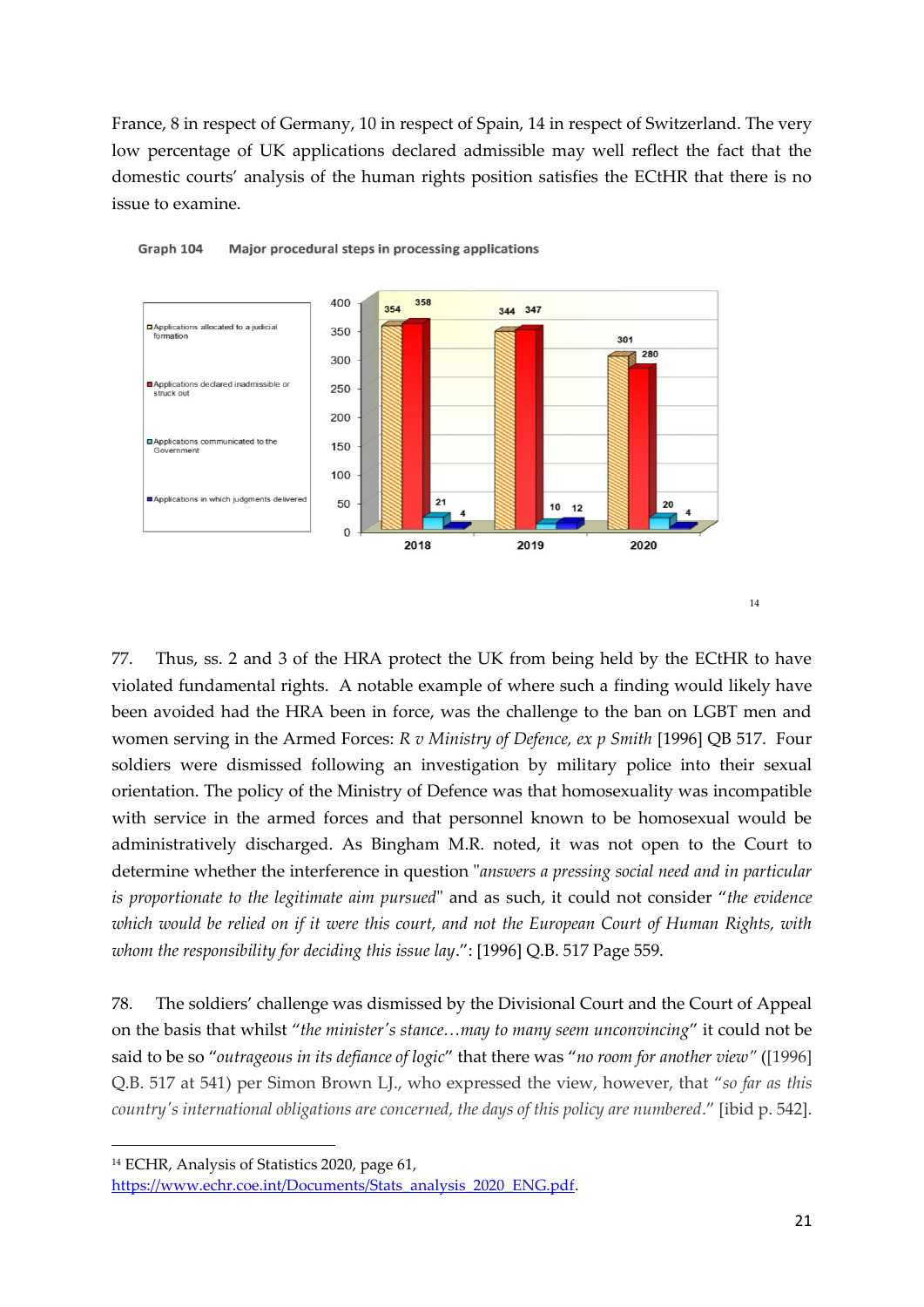France, 8 in respect of Germany, 10 in respect of Spain, 14 in respect of Switzerland. The very low percentage of UK applications declared admissible may well reflect the fact that the domestic courts' analysis of the human rights position satisfies the ECtHR that there is no issue to examine.

**Graph 104 Major procedural steps in processing applications**

| | 2018 | 2019 | 2020 |
|---|---|---|---|
| Applications allocated to a judicial formation | 354 | 344 | 301 |
| Applications declared inadmissible or struck out | 358 | 347 | 280 |
| Applications communicated to the Government | 21 | 10 | 20 |
| Applications in which judgments delivered | 4 | 12 | 4 |

[14]

77. Thus, ss. 2 and 3 of the HRA protect the UK from being held by the ECtHR to have violated fundamental rights. A notable example of where such a finding would likely have been avoided had the HRA been in force, was the challenge to the ban on LGBT men and women serving in the Armed Forces: *R v Ministry of Defence, ex p Smith* [1996] QB 517. Four soldiers were dismissed following an investigation by military police into their sexual orientation. The policy of the Ministry of Defence was that homosexuality was incompatible with service in the armed forces and that personnel known to be homosexual would be administratively discharged. As Bingham M.R. noted, it was not open to the Court to determine whether the interference in question "*answers a pressing social need and in particular is proportionate to the legitimate aim pursued*" and as such, it could not consider "*the evidence which would be relied on if it were this court, and not the European Court of Human Rights, with whom the responsibility for deciding this issue lay*.": [1996] Q.B. 517 Page 559.

78. The soldiers' challenge was dismissed by the Divisional Court and the Court of Appeal on the basis that whilst "*the minister's stance…may to many seem unconvincing*" it could not be said to be so "*outrageous in its defiance of logic*" that there was "*no room for another view"* ([1996] Q.B. 517 at 541) per Simon Brown LJ., who expressed the view, however, that "*so far as this country's international obligations are concerned, the days of this policy are numbered*." [ibid p. 542].

---

[14] ECHR, Analysis of Statistics 2020, page 61, https://www.echr.coe.int/Documents/Stats_analysis_2020_ENG.pdf.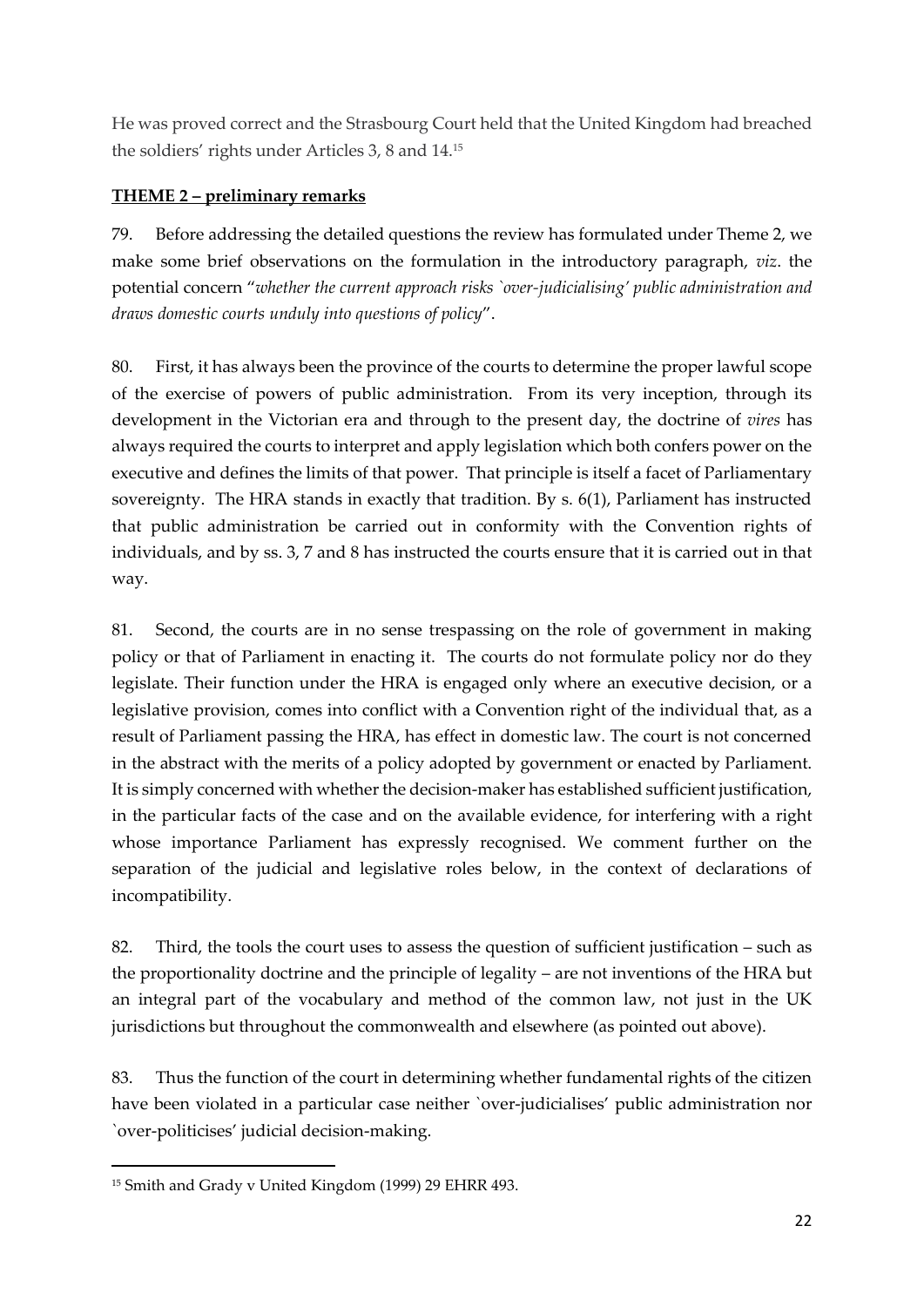He was proved correct and the Strasbourg Court held that the United Kingdom had breached the soldiers' rights under Articles 3, 8 and 14.[15]

**THEME 2 – preliminary remarks**

79. Before addressing the detailed questions the review has formulated under Theme 2, we make some brief observations on the formulation in the introductory paragraph, *viz*. the potential concern "*whether the current approach risks `over-judicialising' public administration and draws domestic courts unduly into questions of policy*".

80. First, it has always been the province of the courts to determine the proper lawful scope of the exercise of powers of public administration. From its very inception, through its development in the Victorian era and through to the present day, the doctrine of *vires* has always required the courts to interpret and apply legislation which both confers power on the executive and defines the limits of that power. That principle is itself a facet of Parliamentary sovereignty. The HRA stands in exactly that tradition. By s. 6(1), Parliament has instructed that public administration be carried out in conformity with the Convention rights of individuals, and by ss. 3, 7 and 8 has instructed the courts ensure that it is carried out in that way.

81. Second, the courts are in no sense trespassing on the role of government in making policy or that of Parliament in enacting it. The courts do not formulate policy nor do they legislate. Their function under the HRA is engaged only where an executive decision, or a legislative provision, comes into conflict with a Convention right of the individual that, as a result of Parliament passing the HRA, has effect in domestic law. The court is not concerned in the abstract with the merits of a policy adopted by government or enacted by Parliament. It is simply concerned with whether the decision-maker has established sufficient justification, in the particular facts of the case and on the available evidence, for interfering with a right whose importance Parliament has expressly recognised. We comment further on the separation of the judicial and legislative roles below, in the context of declarations of incompatibility.

82. Third, the tools the court uses to assess the question of sufficient justification – such as the proportionality doctrine and the principle of legality – are not inventions of the HRA but an integral part of the vocabulary and method of the common law, not just in the UK jurisdictions but throughout the commonwealth and elsewhere (as pointed out above).

83. Thus the function of the court in determining whether fundamental rights of the citizen have been violated in a particular case neither `over-judicialises' public administration nor `over-politicises' judicial decision-making.

---

[15] Smith and Grady v United Kingdom (1999) 29 EHRR 493.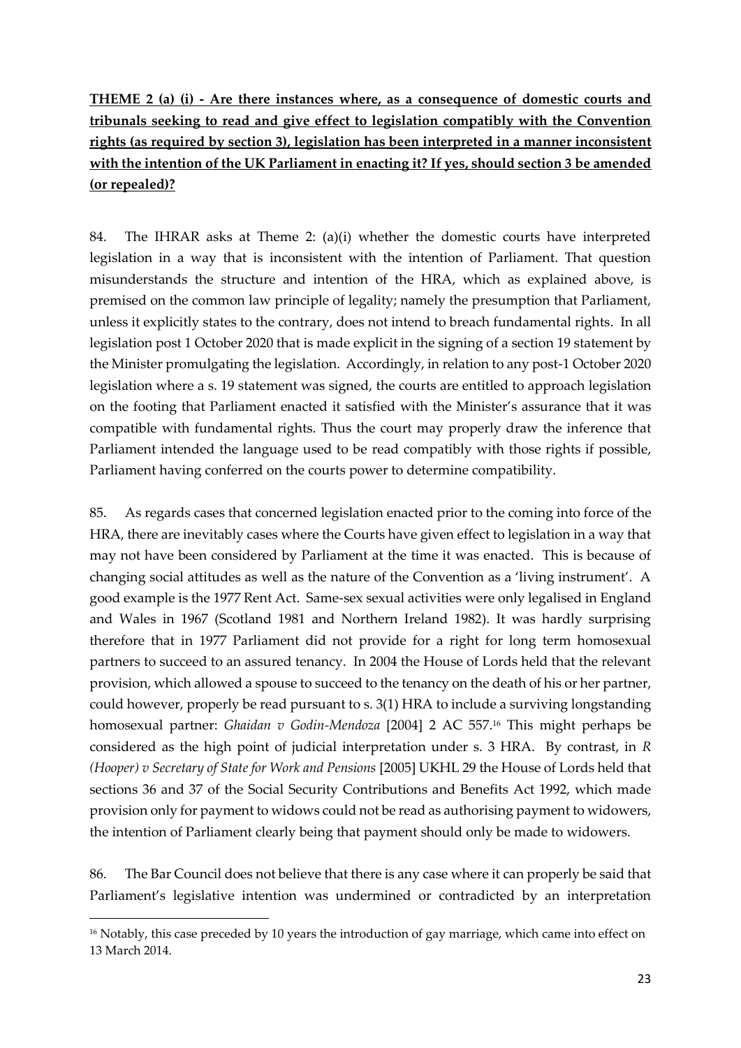**THEME 2 (a) (i) - Are there instances where, as a consequence of domestic courts and tribunals seeking to read and give effect to legislation compatibly with the Convention rights (as required by section 3), legislation has been interpreted in a manner inconsistent with the intention of the UK Parliament in enacting it? If yes, should section 3 be amended (or repealed)?**

84. The IHRAR asks at Theme 2: (a)(i) whether the domestic courts have interpreted legislation in a way that is inconsistent with the intention of Parliament. That question misunderstands the structure and intention of the HRA, which as explained above, is premised on the common law principle of legality; namely the presumption that Parliament, unless it explicitly states to the contrary, does not intend to breach fundamental rights. In all legislation post 1 October 2020 that is made explicit in the signing of a section 19 statement by the Minister promulgating the legislation. Accordingly, in relation to any post-1 October 2020 legislation where a s. 19 statement was signed, the courts are entitled to approach legislation on the footing that Parliament enacted it satisfied with the Minister's assurance that it was compatible with fundamental rights. Thus the court may properly draw the inference that Parliament intended the language used to be read compatibly with those rights if possible, Parliament having conferred on the courts power to determine compatibility.

85. As regards cases that concerned legislation enacted prior to the coming into force of the HRA, there are inevitably cases where the Courts have given effect to legislation in a way that may not have been considered by Parliament at the time it was enacted. This is because of changing social attitudes as well as the nature of the Convention as a 'living instrument'. A good example is the 1977 Rent Act. Same-sex sexual activities were only legalised in England and Wales in 1967 (Scotland 1981 and Northern Ireland 1982). It was hardly surprising therefore that in 1977 Parliament did not provide for a right for long term homosexual partners to succeed to an assured tenancy. In 2004 the House of Lords held that the relevant provision, which allowed a spouse to succeed to the tenancy on the death of his or her partner, could however, properly be read pursuant to s. 3(1) HRA to include a surviving longstanding homosexual partner: *Ghaidan v Godin-Mendoza* [2004] 2 AC 557.[16] This might perhaps be considered as the high point of judicial interpretation under s. 3 HRA. By contrast, in *R (Hooper) v Secretary of State for Work and Pensions* [2005] UKHL 29 the House of Lords held that sections 36 and 37 of the Social Security Contributions and Benefits Act 1992, which made provision only for payment to widows could not be read as authorising payment to widowers, the intention of Parliament clearly being that payment should only be made to widowers.

86. The Bar Council does not believe that there is any case where it can properly be said that Parliament's legislative intention was undermined or contradicted by an interpretation

[16] Notably, this case preceded by 10 years the introduction of gay marriage, which came into effect on 13 March 2014.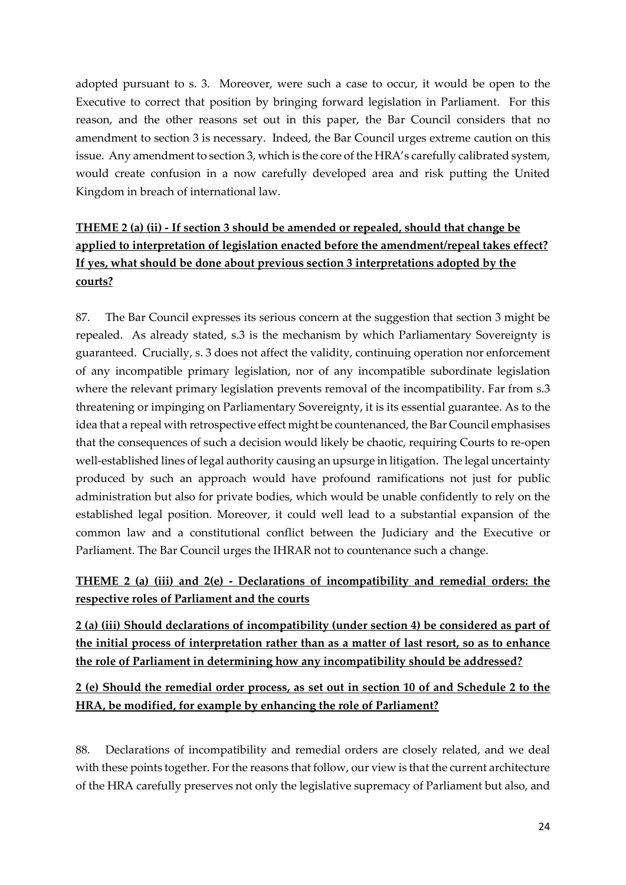adopted pursuant to s. 3. Moreover, were such a case to occur, it would be open to the Executive to correct that position by bringing forward legislation in Parliament. For this reason, and the other reasons set out in this paper, the Bar Council considers that no amendment to section 3 is necessary. Indeed, the Bar Council urges extreme caution on this issue. Any amendment to section 3, which is the core of the HRA's carefully calibrated system, would create confusion in a now carefully developed area and risk putting the United Kingdom in breach of international law.

**THEME 2 (a) (ii) - If section 3 should be amended or repealed, should that change be applied to interpretation of legislation enacted before the amendment/repeal takes effect? If yes, what should be done about previous section 3 interpretations adopted by the courts?**

87. The Bar Council expresses its serious concern at the suggestion that section 3 might be repealed. As already stated, s.3 is the mechanism by which Parliamentary Sovereignty is guaranteed. Crucially, s. 3 does not affect the validity, continuing operation nor enforcement of any incompatible primary legislation, nor of any incompatible subordinate legislation where the relevant primary legislation prevents removal of the incompatibility. Far from s.3 threatening or impinging on Parliamentary Sovereignty, it is its essential guarantee. As to the idea that a repeal with retrospective effect might be countenanced, the Bar Council emphasises that the consequences of such a decision would likely be chaotic, requiring Courts to re-open well-established lines of legal authority causing an upsurge in litigation. The legal uncertainty produced by such an approach would have profound ramifications not just for public administration but also for private bodies, which would be unable confidently to rely on the established legal position. Moreover, it could well lead to a substantial expansion of the common law and a constitutional conflict between the Judiciary and the Executive or Parliament. The Bar Council urges the IHRAR not to countenance such a change.

**THEME 2 (a) (iii) and 2(e) - Declarations of incompatibility and remedial orders: the respective roles of Parliament and the courts**

**2 (a) (iii) Should declarations of incompatibility (under section 4) be considered as part of the initial process of interpretation rather than as a matter of last resort, so as to enhance the role of Parliament in determining how any incompatibility should be addressed?**

**2 (e) Should the remedial order process, as set out in section 10 of and Schedule 2 to the HRA, be modified, for example by enhancing the role of Parliament?**

88. Declarations of incompatibility and remedial orders are closely related, and we deal with these points together. For the reasons that follow, our view is that the current architecture of the HRA carefully preserves not only the legislative supremacy of Parliament but also, and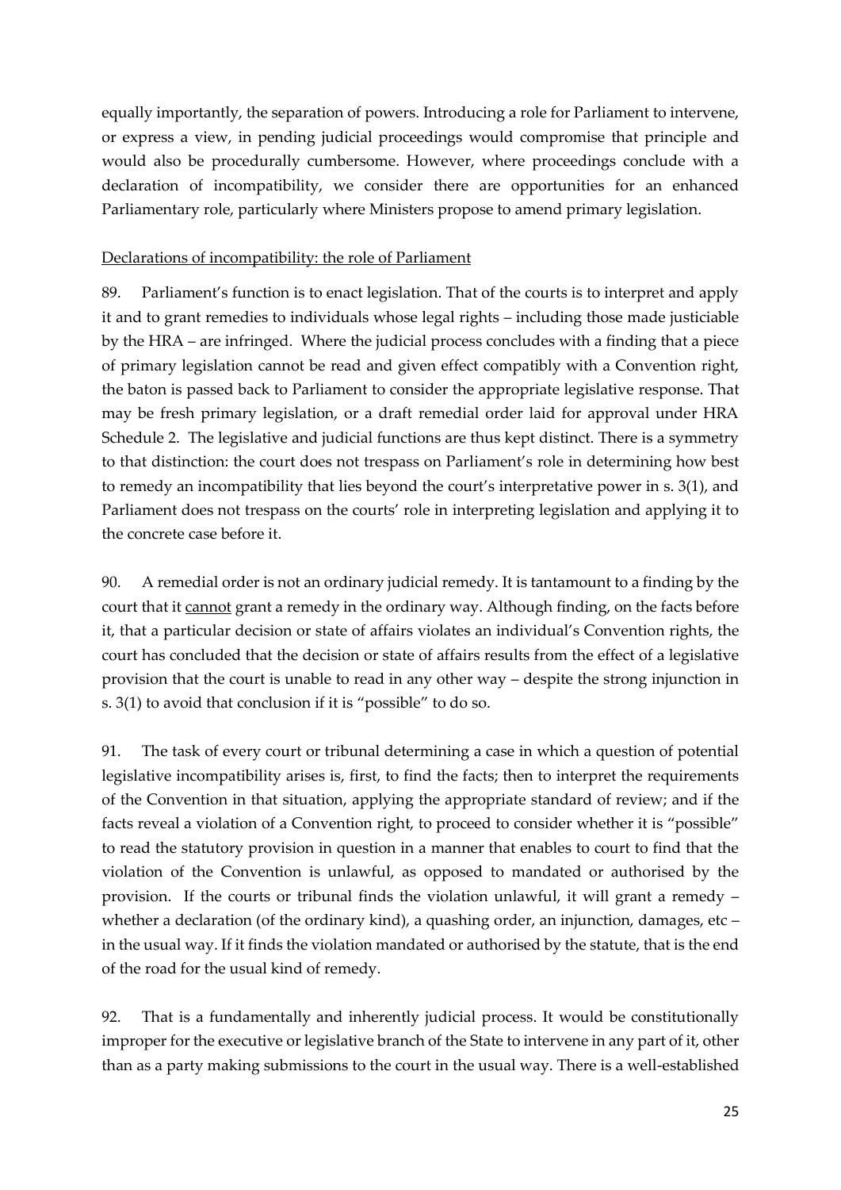equally importantly, the separation of powers. Introducing a role for Parliament to intervene, or express a view, in pending judicial proceedings would compromise that principle and would also be procedurally cumbersome. However, where proceedings conclude with a declaration of incompatibility, we consider there are opportunities for an enhanced Parliamentary role, particularly where Ministers propose to amend primary legislation.

<u>Declarations of incompatibility: the role of Parliament</u>

89. Parliament's function is to enact legislation. That of the courts is to interpret and apply it and to grant remedies to individuals whose legal rights – including those made justiciable by the HRA – are infringed. Where the judicial process concludes with a finding that a piece of primary legislation cannot be read and given effect compatibly with a Convention right, the baton is passed back to Parliament to consider the appropriate legislative response. That may be fresh primary legislation, or a draft remedial order laid for approval under HRA Schedule 2. The legislative and judicial functions are thus kept distinct. There is a symmetry to that distinction: the court does not trespass on Parliament's role in determining how best to remedy an incompatibility that lies beyond the court's interpretative power in s. 3(1), and Parliament does not trespass on the courts' role in interpreting legislation and applying it to the concrete case before it.

90. A remedial order is not an ordinary judicial remedy. It is tantamount to a finding by the court that it <u>cannot</u> grant a remedy in the ordinary way. Although finding, on the facts before it, that a particular decision or state of affairs violates an individual's Convention rights, the court has concluded that the decision or state of affairs results from the effect of a legislative provision that the court is unable to read in any other way – despite the strong injunction in s. 3(1) to avoid that conclusion if it is "possible" to do so.

91. The task of every court or tribunal determining a case in which a question of potential legislative incompatibility arises is, first, to find the facts; then to interpret the requirements of the Convention in that situation, applying the appropriate standard of review; and if the facts reveal a violation of a Convention right, to proceed to consider whether it is "possible" to read the statutory provision in question in a manner that enables to court to find that the violation of the Convention is unlawful, as opposed to mandated or authorised by the provision. If the courts or tribunal finds the violation unlawful, it will grant a remedy – whether a declaration (of the ordinary kind), a quashing order, an injunction, damages, etc – in the usual way. If it finds the violation mandated or authorised by the statute, that is the end of the road for the usual kind of remedy.

92. That is a fundamentally and inherently judicial process. It would be constitutionally improper for the executive or legislative branch of the State to intervene in any part of it, other than as a party making submissions to the court in the usual way. There is a well-established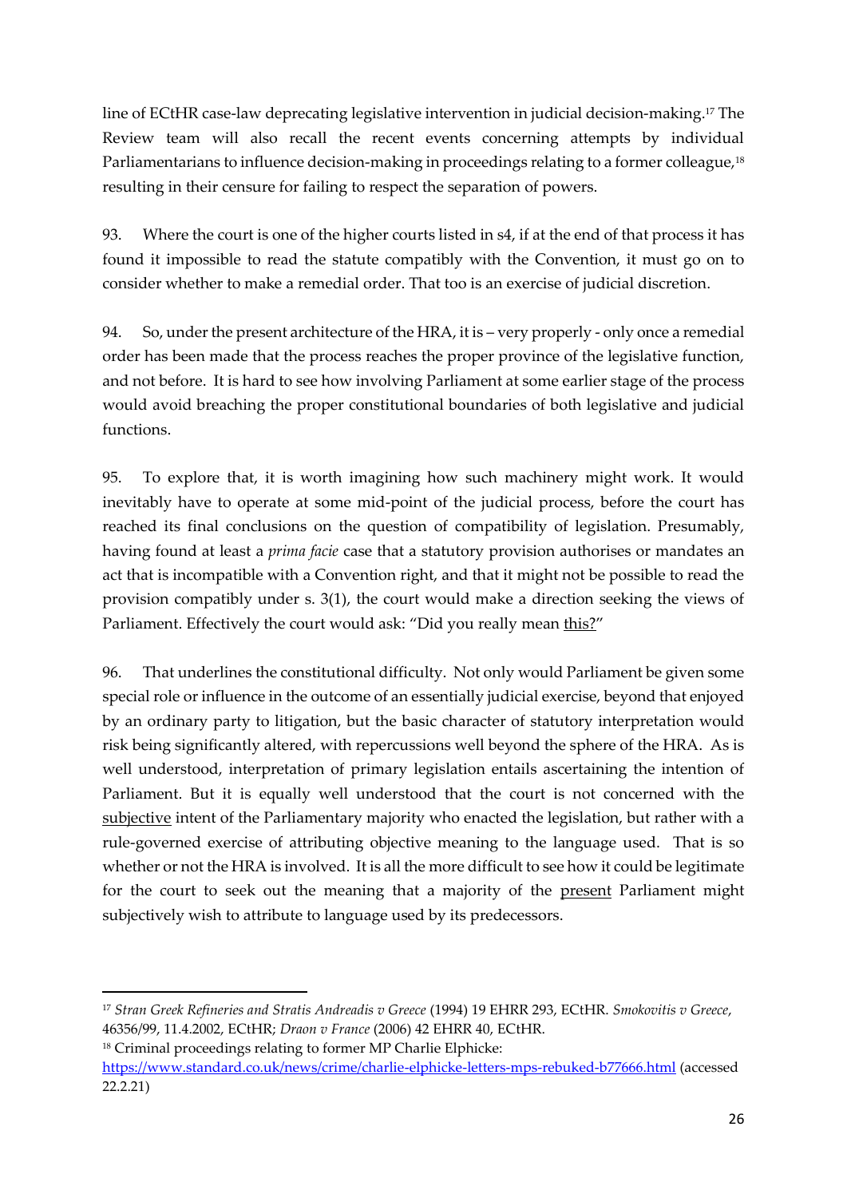line of ECtHR case-law deprecating legislative intervention in judicial decision-making.[17] The Review team will also recall the recent events concerning attempts by individual Parliamentarians to influence decision-making in proceedings relating to a former colleague,[18] resulting in their censure for failing to respect the separation of powers.

93. Where the court is one of the higher courts listed in s4, if at the end of that process it has found it impossible to read the statute compatibly with the Convention, it must go on to consider whether to make a remedial order. That too is an exercise of judicial discretion.

94. So, under the present architecture of the HRA, it is – very properly - only once a remedial order has been made that the process reaches the proper province of the legislative function, and not before. It is hard to see how involving Parliament at some earlier stage of the process would avoid breaching the proper constitutional boundaries of both legislative and judicial functions.

95. To explore that, it is worth imagining how such machinery might work. It would inevitably have to operate at some mid-point of the judicial process, before the court has reached its final conclusions on the question of compatibility of legislation. Presumably, having found at least a *prima facie* case that a statutory provision authorises or mandates an act that is incompatible with a Convention right, and that it might not be possible to read the provision compatibly under s. 3(1), the court would make a direction seeking the views of Parliament. Effectively the court would ask: "Did you really mean <u>this?</u>"

96. That underlines the constitutional difficulty. Not only would Parliament be given some special role or influence in the outcome of an essentially judicial exercise, beyond that enjoyed by an ordinary party to litigation, but the basic character of statutory interpretation would risk being significantly altered, with repercussions well beyond the sphere of the HRA. As is well understood, interpretation of primary legislation entails ascertaining the intention of Parliament. But it is equally well understood that the court is not concerned with the <u>subjective</u> intent of the Parliamentary majority who enacted the legislation, but rather with a rule-governed exercise of attributing objective meaning to the language used. That is so whether or not the HRA is involved. It is all the more difficult to see how it could be legitimate for the court to seek out the meaning that a majority of the <u>present</u> Parliament might subjectively wish to attribute to language used by its predecessors.

---

[17] *Stran Greek Refineries and Stratis Andreadis v Greece* (1994) 19 EHRR 293, ECtHR. *Smokovitis v Greece*, 46356/99, 11.4.2002, ECtHR; *Draon v France* (2006) 42 EHRR 40, ECtHR.

[18] Criminal proceedings relating to former MP Charlie Elphicke: https://www.standard.co.uk/news/crime/charlie-elphicke-letters-mps-rebuked-b77666.html (accessed 22.2.21)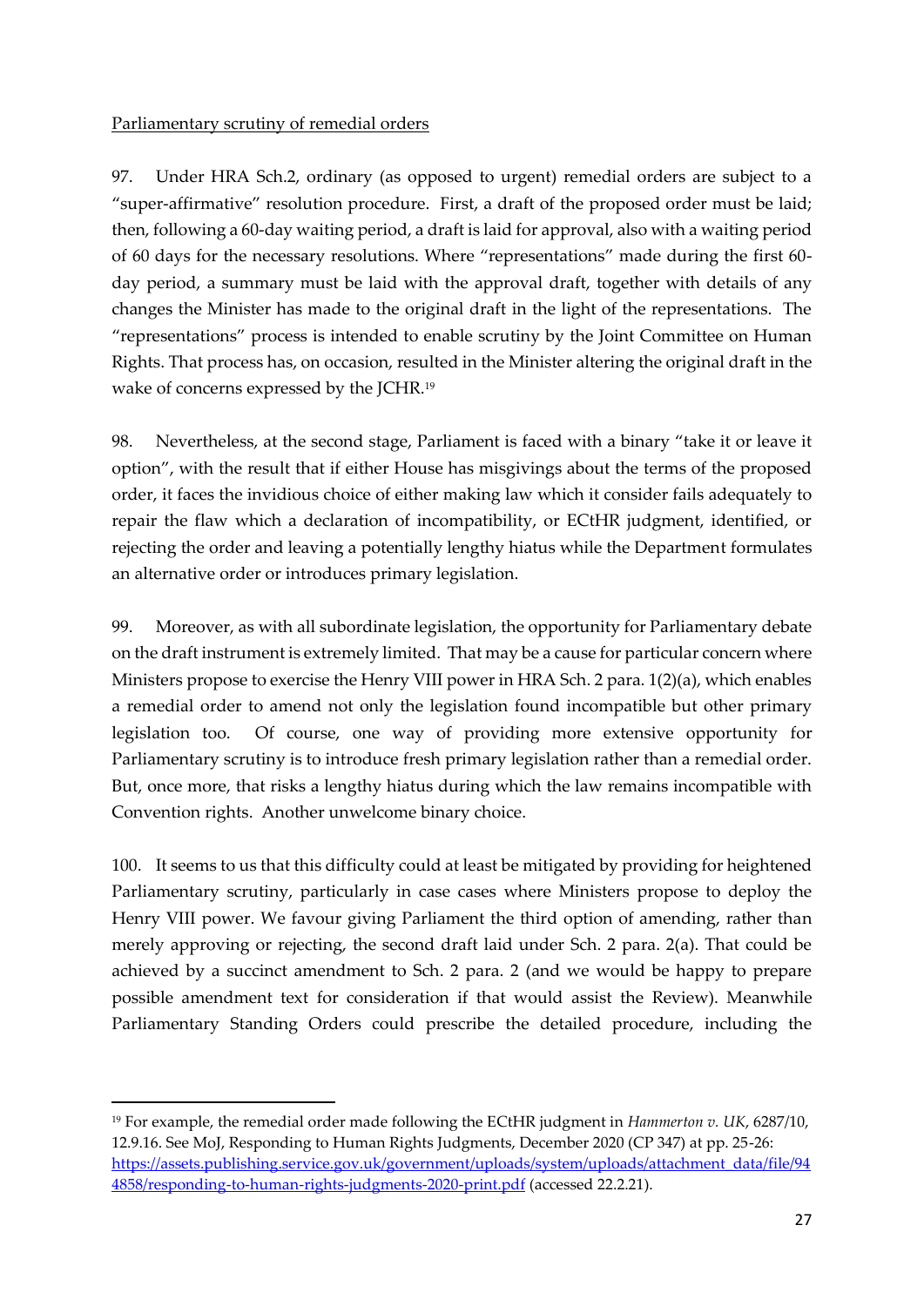Parliamentary scrutiny of remedial orders

97. Under HRA Sch.2, ordinary (as opposed to urgent) remedial orders are subject to a "super-affirmative" resolution procedure. First, a draft of the proposed order must be laid; then, following a 60-day waiting period, a draft is laid for approval, also with a waiting period of 60 days for the necessary resolutions. Where "representations" made during the first 60-day period, a summary must be laid with the approval draft, together with details of any changes the Minister has made to the original draft in the light of the representations. The "representations" process is intended to enable scrutiny by the Joint Committee on Human Rights. That process has, on occasion, resulted in the Minister altering the original draft in the wake of concerns expressed by the JCHR.[19]

98. Nevertheless, at the second stage, Parliament is faced with a binary "take it or leave it option", with the result that if either House has misgivings about the terms of the proposed order, it faces the invidious choice of either making law which it consider fails adequately to repair the flaw which a declaration of incompatibility, or ECtHR judgment, identified, or rejecting the order and leaving a potentially lengthy hiatus while the Department formulates an alternative order or introduces primary legislation.

99. Moreover, as with all subordinate legislation, the opportunity for Parliamentary debate on the draft instrument is extremely limited. That may be a cause for particular concern where Ministers propose to exercise the Henry VIII power in HRA Sch. 2 para. 1(2)(a), which enables a remedial order to amend not only the legislation found incompatible but other primary legislation too. Of course, one way of providing more extensive opportunity for Parliamentary scrutiny is to introduce fresh primary legislation rather than a remedial order. But, once more, that risks a lengthy hiatus during which the law remains incompatible with Convention rights. Another unwelcome binary choice.

100. It seems to us that this difficulty could at least be mitigated by providing for heightened Parliamentary scrutiny, particularly in case cases where Ministers propose to deploy the Henry VIII power. We favour giving Parliament the third option of amending, rather than merely approving or rejecting, the second draft laid under Sch. 2 para. 2(a). That could be achieved by a succinct amendment to Sch. 2 para. 2 (and we would be happy to prepare possible amendment text for consideration if that would assist the Review). Meanwhile Parliamentary Standing Orders could prescribe the detailed procedure, including the

---

[19] For example, the remedial order made following the ECtHR judgment in *Hammerton v. UK*, 6287/10, 12.9.16. See MoJ, Responding to Human Rights Judgments, December 2020 (CP 347) at pp. 25-26: https://assets.publishing.service.gov.uk/government/uploads/system/uploads/attachment_data/file/944858/responding-to-human-rights-judgments-2020-print.pdf (accessed 22.2.21).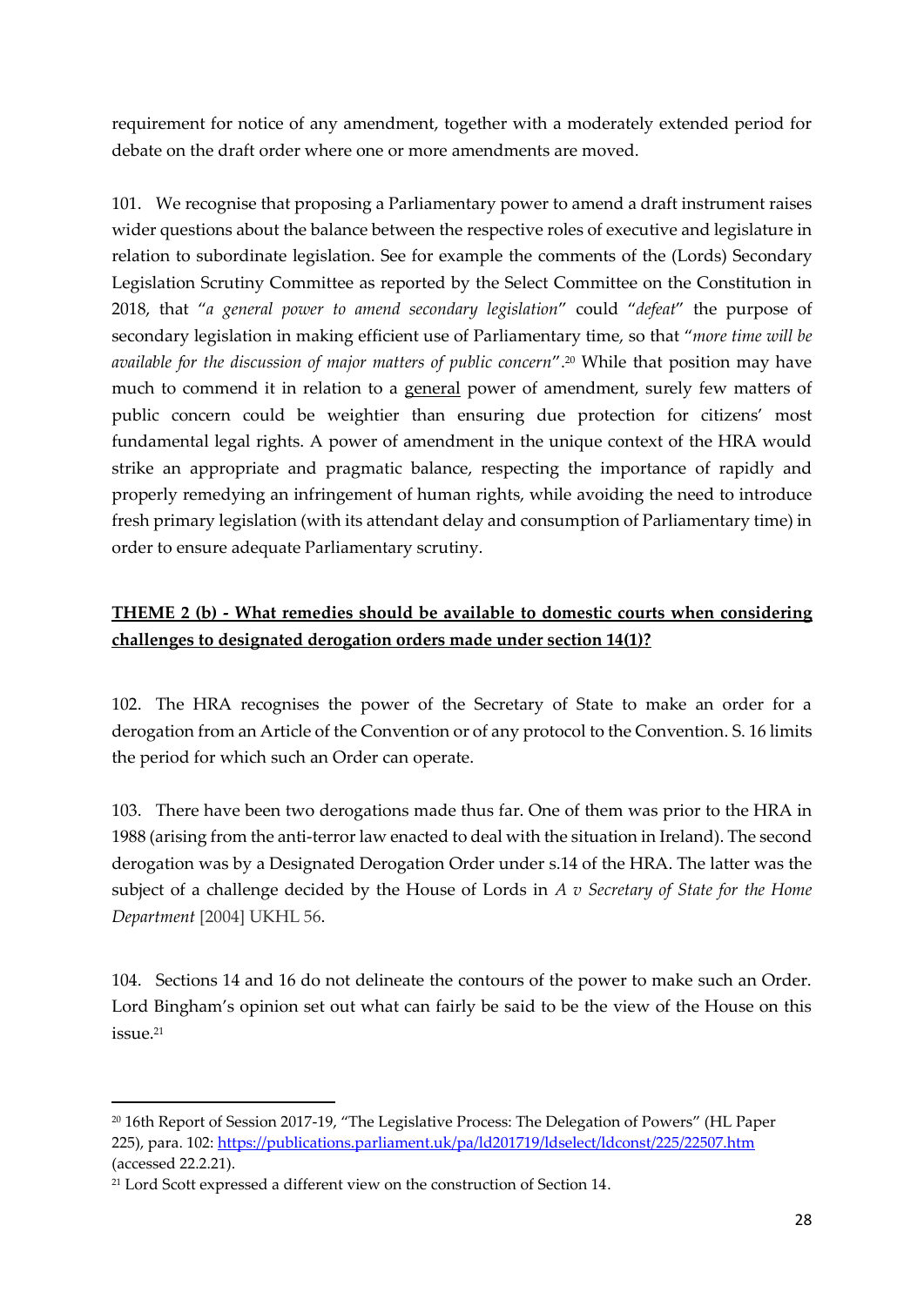requirement for notice of any amendment, together with a moderately extended period for debate on the draft order where one or more amendments are moved.

101. We recognise that proposing a Parliamentary power to amend a draft instrument raises wider questions about the balance between the respective roles of executive and legislature in relation to subordinate legislation. See for example the comments of the (Lords) Secondary Legislation Scrutiny Committee as reported by the Select Committee on the Constitution in 2018, that "*a general power to amend secondary legislation*" could "*defeat*" the purpose of secondary legislation in making efficient use of Parliamentary time, so that "*more time will be available for the discussion of major matters of public concern*".[20] While that position may have much to commend it in relation to a <u>general</u> power of amendment, surely few matters of public concern could be weightier than ensuring due protection for citizens' most fundamental legal rights. A power of amendment in the unique context of the HRA would strike an appropriate and pragmatic balance, respecting the importance of rapidly and properly remedying an infringement of human rights, while avoiding the need to introduce fresh primary legislation (with its attendant delay and consumption of Parliamentary time) in order to ensure adequate Parliamentary scrutiny.

**<u>THEME 2 (b) - What remedies should be available to domestic courts when considering challenges to designated derogation orders made under section 14(1)?</u>**

102. The HRA recognises the power of the Secretary of State to make an order for a derogation from an Article of the Convention or of any protocol to the Convention. S. 16 limits the period for which such an Order can operate.

103. There have been two derogations made thus far. One of them was prior to the HRA in 1988 (arising from the anti-terror law enacted to deal with the situation in Ireland). The second derogation was by a Designated Derogation Order under s.14 of the HRA. The latter was the subject of a challenge decided by the House of Lords in *A v Secretary of State for the Home Department* [2004] UKHL 56.

104. Sections 14 and 16 do not delineate the contours of the power to make such an Order. Lord Bingham's opinion set out what can fairly be said to be the view of the House on this issue.[21]

---

[20] 16th Report of Session 2017-19, "The Legislative Process: The Delegation of Powers" (HL Paper 225), para. 102: https://publications.parliament.uk/pa/ld201719/ldselect/ldconst/225/22507.htm (accessed 22.2.21).

[21] Lord Scott expressed a different view on the construction of Section 14.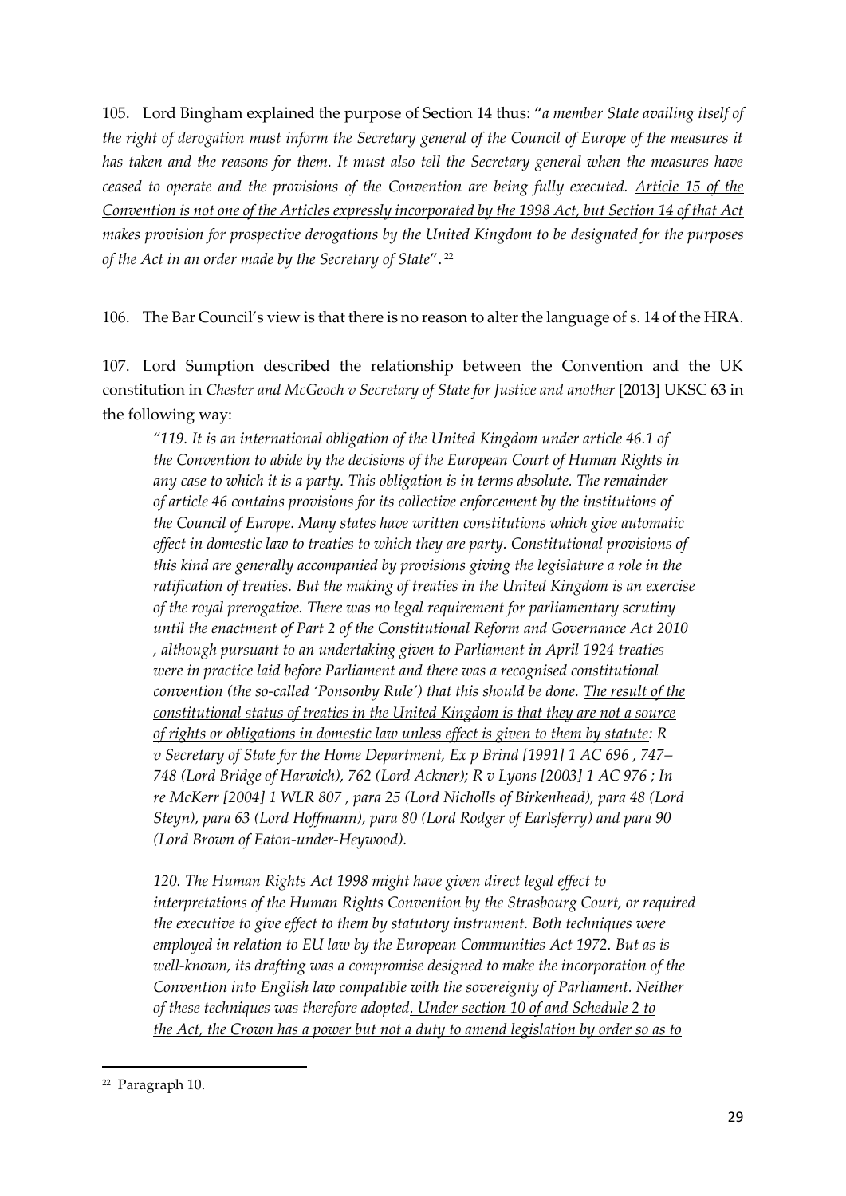105. Lord Bingham explained the purpose of Section 14 thus: "*a member State availing itself of the right of derogation must inform the Secretary general of the Council of Europe of the measures it has taken and the reasons for them. It must also tell the Secretary general when the measures have ceased to operate and the provisions of the Convention are being fully executed. <u>Article 15 of the Convention is not one of the Articles expressly incorporated by the 1998 Act, but Section 14 of that Act makes provision for prospective derogations by the United Kingdom to be designated for the purposes of the Act in an order made by the Secretary of State</u>*".[22]

106. The Bar Council's view is that there is no reason to alter the language of s. 14 of the HRA.

107. Lord Sumption described the relationship between the Convention and the UK constitution in *Chester and McGeoch v Secretary of State for Justice and another* [2013] UKSC 63 in the following way:

> *"119. It is an international obligation of the United Kingdom under article 46.1 of the Convention to abide by the decisions of the European Court of Human Rights in any case to which it is a party. This obligation is in terms absolute. The remainder of article 46 contains provisions for its collective enforcement by the institutions of the Council of Europe. Many states have written constitutions which give automatic effect in domestic law to treaties to which they are party. Constitutional provisions of this kind are generally accompanied by provisions giving the legislature a role in the ratification of treaties. But the making of treaties in the United Kingdom is an exercise of the royal prerogative. There was no legal requirement for parliamentary scrutiny until the enactment of Part 2 of the Constitutional Reform and Governance Act 2010 , although pursuant to an undertaking given to Parliament in April 1924 treaties were in practice laid before Parliament and there was a recognised constitutional convention (the so-called 'Ponsonby Rule') that this should be done. <u>The result of the constitutional status of treaties in the United Kingdom is that they are not a source of rights or obligations in domestic law unless effect is given to them by statute</u>: R v Secretary of State for the Home Department, Ex p Brind [1991] 1 AC 696 , 747–748 (Lord Bridge of Harwich), 762 (Lord Ackner); R v Lyons [2003] 1 AC 976 ; In re McKerr [2004] 1 WLR 807 , para 25 (Lord Nicholls of Birkenhead), para 48 (Lord Steyn), para 63 (Lord Hoffmann), para 80 (Lord Rodger of Earlsferry) and para 90 (Lord Brown of Eaton-under-Heywood).*
>
> *120. The Human Rights Act 1998 might have given direct legal effect to interpretations of the Human Rights Convention by the Strasbourg Court, or required the executive to give effect to them by statutory instrument. Both techniques were employed in relation to EU law by the European Communities Act 1972. But as is well-known, its drafting was a compromise designed to make the incorporation of the Convention into English law compatible with the sovereignty of Parliament. Neither of these techniques was therefore adopted<u>. Under section 10 of and Schedule 2 to the Act, the Crown has a power but not a duty to amend legislation by order so as to</u>*

[22] Paragraph 10.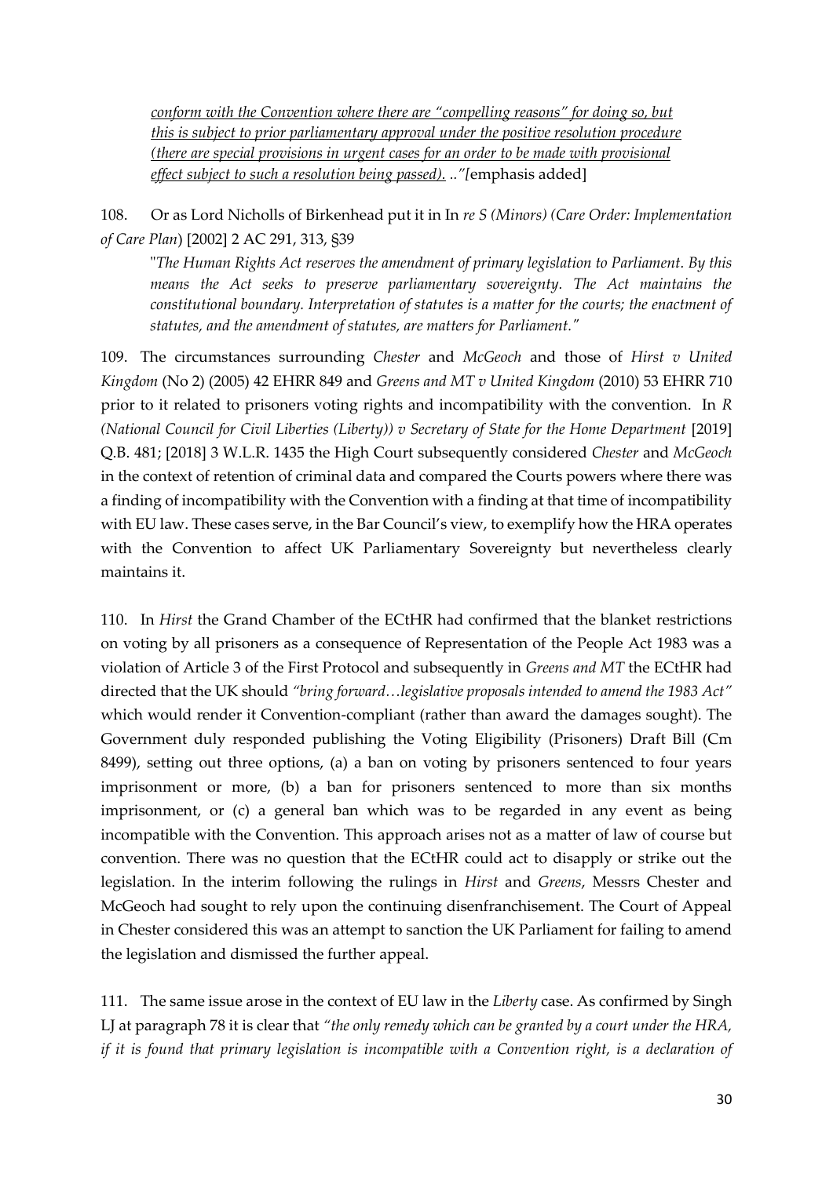<u>*conform with the Convention where there are "compelling reasons" for doing so, but this is subject to prior parliamentary approval under the positive resolution procedure (there are special provisions in urgent cases for an order to be made with provisional effect subject to such a resolution being passed).*</u> *.."[*emphasis added]

108. Or as Lord Nicholls of Birkenhead put it in In *re S (Minors) (Care Order: Implementation of Care Plan*) [2002] 2 AC 291, 313, §39

> "*The Human Rights Act reserves the amendment of primary legislation to Parliament. By this means the Act seeks to preserve parliamentary sovereignty. The Act maintains the constitutional boundary. Interpretation of statutes is a matter for the courts; the enactment of statutes, and the amendment of statutes, are matters for Parliament."*

109. The circumstances surrounding *Chester* and *McGeoch* and those of *Hirst v United Kingdom* (No 2) (2005) 42 EHRR 849 and *Greens and MT v United Kingdom* (2010) 53 EHRR 710 prior to it related to prisoners voting rights and incompatibility with the convention. In *R (National Council for Civil Liberties (Liberty)) v Secretary of State for the Home Department* [2019] Q.B. 481; [2018] 3 W.L.R. 1435 the High Court subsequently considered *Chester* and *McGeoch* in the context of retention of criminal data and compared the Courts powers where there was a finding of incompatibility with the Convention with a finding at that time of incompatibility with EU law. These cases serve, in the Bar Council's view, to exemplify how the HRA operates with the Convention to affect UK Parliamentary Sovereignty but nevertheless clearly maintains it.

110. In *Hirst* the Grand Chamber of the ECtHR had confirmed that the blanket restrictions on voting by all prisoners as a consequence of Representation of the People Act 1983 was a violation of Article 3 of the First Protocol and subsequently in *Greens and MT* the ECtHR had directed that the UK should *"bring forward…legislative proposals intended to amend the 1983 Act"* which would render it Convention-compliant (rather than award the damages sought). The Government duly responded publishing the Voting Eligibility (Prisoners) Draft Bill (Cm 8499), setting out three options, (a) a ban on voting by prisoners sentenced to four years imprisonment or more, (b) a ban for prisoners sentenced to more than six months imprisonment, or (c) a general ban which was to be regarded in any event as being incompatible with the Convention. This approach arises not as a matter of law of course but convention. There was no question that the ECtHR could act to disapply or strike out the legislation. In the interim following the rulings in *Hirst* and *Greens*, Messrs Chester and McGeoch had sought to rely upon the continuing disenfranchisement. The Court of Appeal in Chester considered this was an attempt to sanction the UK Parliament for failing to amend the legislation and dismissed the further appeal.

111. The same issue arose in the context of EU law in the *Liberty* case. As confirmed by Singh LJ at paragraph 78 it is clear that *"the only remedy which can be granted by a court under the HRA, if it is found that primary legislation is incompatible with a Convention right, is a declaration of*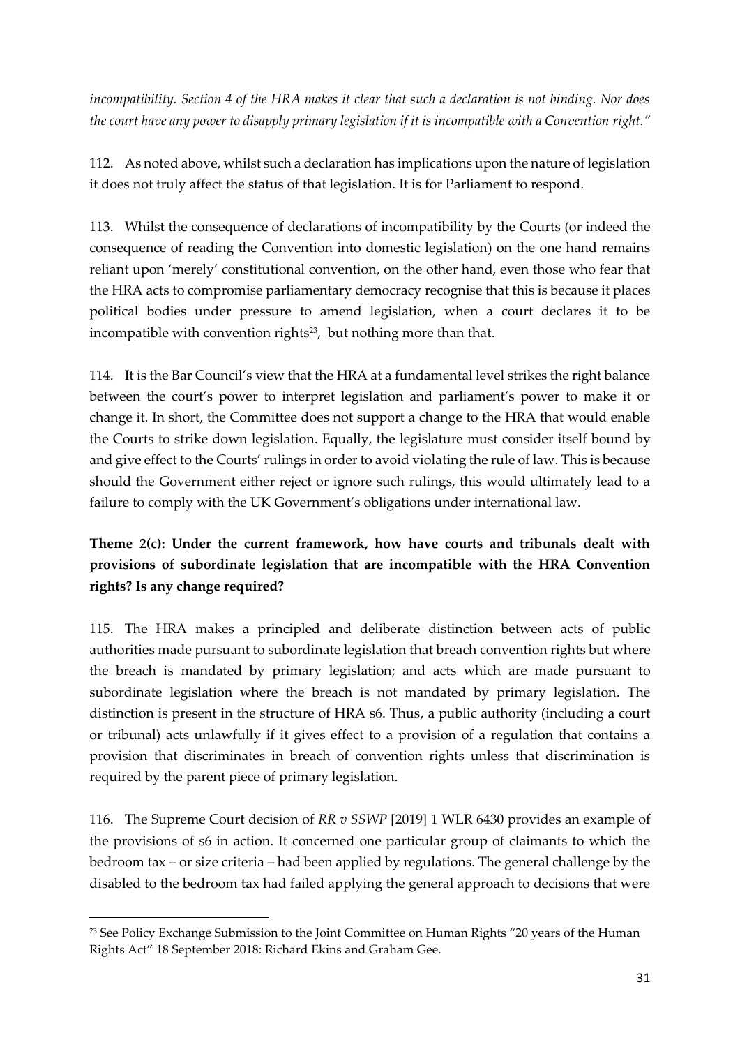*incompatibility. Section 4 of the HRA makes it clear that such a declaration is not binding. Nor does the court have any power to disapply primary legislation if it is incompatible with a Convention right."*

112. As noted above, whilst such a declaration has implications upon the nature of legislation it does not truly affect the status of that legislation. It is for Parliament to respond.

113. Whilst the consequence of declarations of incompatibility by the Courts (or indeed the consequence of reading the Convention into domestic legislation) on the one hand remains reliant upon 'merely' constitutional convention, on the other hand, even those who fear that the HRA acts to compromise parliamentary democracy recognise that this is because it places political bodies under pressure to amend legislation, when a court declares it to be incompatible with convention rights[23], but nothing more than that.

114. It is the Bar Council's view that the HRA at a fundamental level strikes the right balance between the court's power to interpret legislation and parliament's power to make it or change it. In short, the Committee does not support a change to the HRA that would enable the Courts to strike down legislation. Equally, the legislature must consider itself bound by and give effect to the Courts' rulings in order to avoid violating the rule of law. This is because should the Government either reject or ignore such rulings, this would ultimately lead to a failure to comply with the UK Government's obligations under international law.

**Theme 2(c): Under the current framework, how have courts and tribunals dealt with provisions of subordinate legislation that are incompatible with the HRA Convention rights? Is any change required?**

115. The HRA makes a principled and deliberate distinction between acts of public authorities made pursuant to subordinate legislation that breach convention rights but where the breach is mandated by primary legislation; and acts which are made pursuant to subordinate legislation where the breach is not mandated by primary legislation. The distinction is present in the structure of HRA s6. Thus, a public authority (including a court or tribunal) acts unlawfully if it gives effect to a provision of a regulation that contains a provision that discriminates in breach of convention rights unless that discrimination is required by the parent piece of primary legislation.

116. The Supreme Court decision of *RR v SSWP* [2019] 1 WLR 6430 provides an example of the provisions of s6 in action. It concerned one particular group of claimants to which the bedroom tax – or size criteria – had been applied by regulations. The general challenge by the disabled to the bedroom tax had failed applying the general approach to decisions that were

[23] See Policy Exchange Submission to the Joint Committee on Human Rights "20 years of the Human Rights Act" 18 September 2018: Richard Ekins and Graham Gee.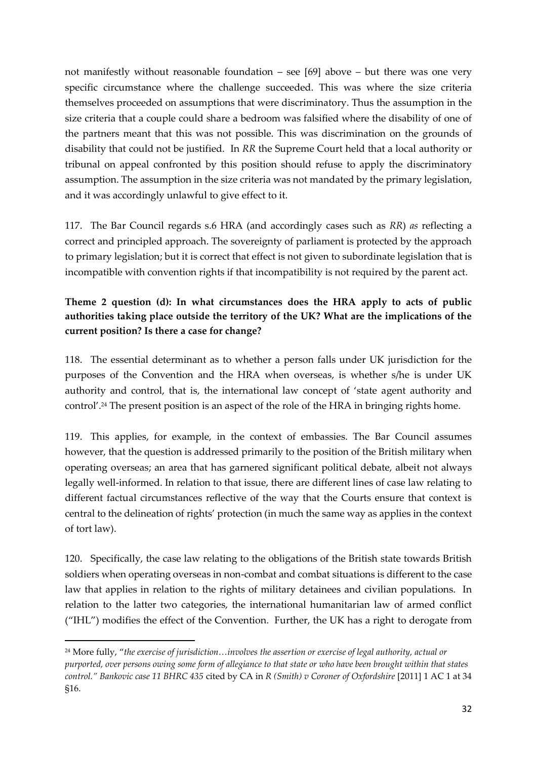not manifestly without reasonable foundation – see [69] above – but there was one very specific circumstance where the challenge succeeded. This was where the size criteria themselves proceeded on assumptions that were discriminatory. Thus the assumption in the size criteria that a couple could share a bedroom was falsified where the disability of one of the partners meant that this was not possible. This was discrimination on the grounds of disability that could not be justified. In *RR* the Supreme Court held that a local authority or tribunal on appeal confronted by this position should refuse to apply the discriminatory assumption. The assumption in the size criteria was not mandated by the primary legislation, and it was accordingly unlawful to give effect to it.

117. The Bar Council regards s.6 HRA (and accordingly cases such as *RR*) *as* reflecting a correct and principled approach. The sovereignty of parliament is protected by the approach to primary legislation; but it is correct that effect is not given to subordinate legislation that is incompatible with convention rights if that incompatibility is not required by the parent act.

**Theme 2 question (d): In what circumstances does the HRA apply to acts of public authorities taking place outside the territory of the UK? What are the implications of the current position? Is there a case for change?**

118. The essential determinant as to whether a person falls under UK jurisdiction for the purposes of the Convention and the HRA when overseas, is whether s/he is under UK authority and control, that is, the international law concept of 'state agent authority and control'.[24] The present position is an aspect of the role of the HRA in bringing rights home.

119. This applies, for example, in the context of embassies. The Bar Council assumes however, that the question is addressed primarily to the position of the British military when operating overseas; an area that has garnered significant political debate, albeit not always legally well-informed. In relation to that issue, there are different lines of case law relating to different factual circumstances reflective of the way that the Courts ensure that context is central to the delineation of rights' protection (in much the same way as applies in the context of tort law).

120. Specifically, the case law relating to the obligations of the British state towards British soldiers when operating overseas in non-combat and combat situations is different to the case law that applies in relation to the rights of military detainees and civilian populations. In relation to the latter two categories, the international humanitarian law of armed conflict ("IHL") modifies the effect of the Convention. Further, the UK has a right to derogate from

[24] More fully, "*the exercise of jurisdiction…involves the assertion or exercise of legal authority, actual or purported, over persons owing some form of allegiance to that state or who have been brought within that states control." Bankovic case 11 BHRC 435* cited by CA in *R (Smith) v Coroner of Oxfordshire* [2011] 1 AC 1 at 34 §16.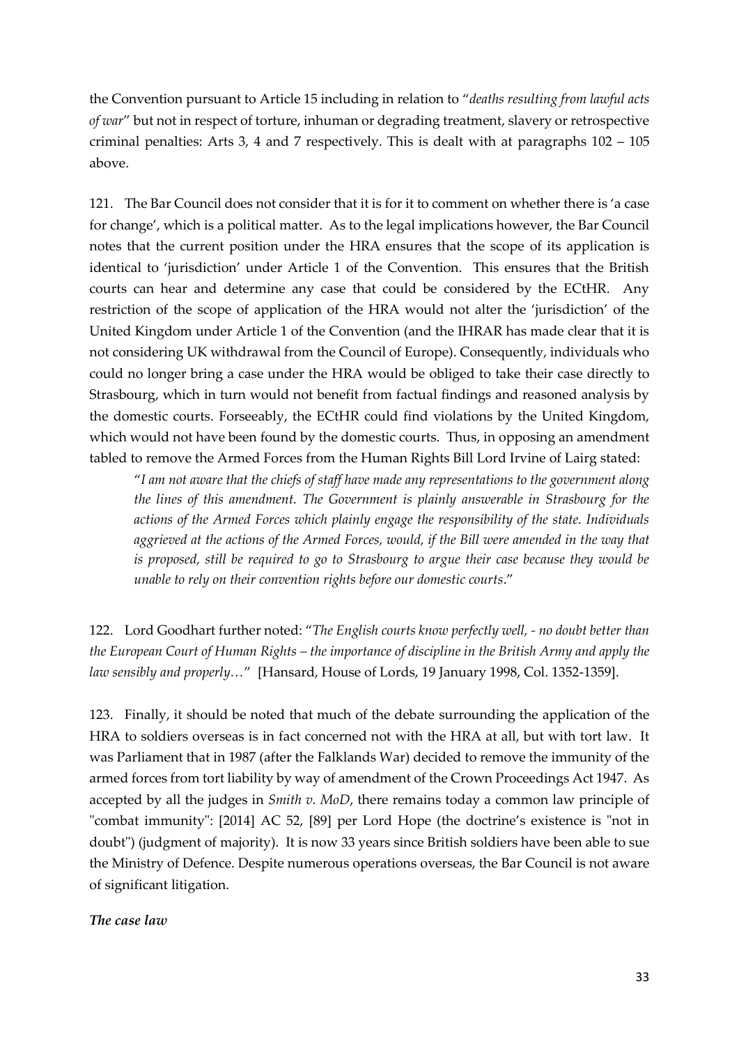the Convention pursuant to Article 15 including in relation to "*deaths resulting from lawful acts of war*" but not in respect of torture, inhuman or degrading treatment, slavery or retrospective criminal penalties: Arts 3, 4 and 7 respectively. This is dealt with at paragraphs 102 – 105 above.

121. The Bar Council does not consider that it is for it to comment on whether there is 'a case for change', which is a political matter. As to the legal implications however, the Bar Council notes that the current position under the HRA ensures that the scope of its application is identical to 'jurisdiction' under Article 1 of the Convention. This ensures that the British courts can hear and determine any case that could be considered by the ECtHR. Any restriction of the scope of application of the HRA would not alter the 'jurisdiction' of the United Kingdom under Article 1 of the Convention (and the IHRAR has made clear that it is not considering UK withdrawal from the Council of Europe). Consequently, individuals who could no longer bring a case under the HRA would be obliged to take their case directly to Strasbourg, which in turn would not benefit from factual findings and reasoned analysis by the domestic courts. Forseeably, the ECtHR could find violations by the United Kingdom, which would not have been found by the domestic courts. Thus, in opposing an amendment tabled to remove the Armed Forces from the Human Rights Bill Lord Irvine of Lairg stated:

> "*I am not aware that the chiefs of staff have made any representations to the government along the lines of this amendment. The Government is plainly answerable in Strasbourg for the actions of the Armed Forces which plainly engage the responsibility of the state. Individuals aggrieved at the actions of the Armed Forces, would, if the Bill were amended in the way that is proposed, still be required to go to Strasbourg to argue their case because they would be unable to rely on their convention rights before our domestic courts*."

122. Lord Goodhart further noted: "*The English courts know perfectly well, - no doubt better than the European Court of Human Rights – the importance of discipline in the British Army and apply the law sensibly and properly…*" [Hansard, House of Lords, 19 January 1998, Col. 1352-1359].

123. Finally, it should be noted that much of the debate surrounding the application of the HRA to soldiers overseas is in fact concerned not with the HRA at all, but with tort law. It was Parliament that in 1987 (after the Falklands War) decided to remove the immunity of the armed forces from tort liability by way of amendment of the Crown Proceedings Act 1947. As accepted by all the judges in *Smith v. MoD*, there remains today a common law principle of "combat immunity": [2014] AC 52, [89] per Lord Hope (the doctrine's existence is "not in doubt") (judgment of majority). It is now 33 years since British soldiers have been able to sue the Ministry of Defence. Despite numerous operations overseas, the Bar Council is not aware of significant litigation.

***The case law***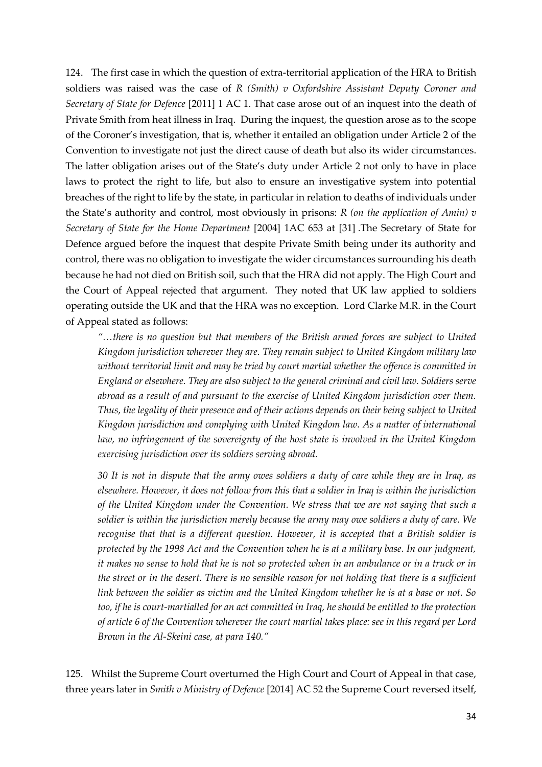124. The first case in which the question of extra-territorial application of the HRA to British soldiers was raised was the case of *R (Smith) v Oxfordshire Assistant Deputy Coroner and Secretary of State for Defence* [2011] 1 AC 1. That case arose out of an inquest into the death of Private Smith from heat illness in Iraq. During the inquest, the question arose as to the scope of the Coroner's investigation, that is, whether it entailed an obligation under Article 2 of the Convention to investigate not just the direct cause of death but also its wider circumstances. The latter obligation arises out of the State's duty under Article 2 not only to have in place laws to protect the right to life, but also to ensure an investigative system into potential breaches of the right to life by the state, in particular in relation to deaths of individuals under the State's authority and control, most obviously in prisons: *R (on the application of Amin) v Secretary of State for the Home Department* [2004] 1AC 653 at [31] .The Secretary of State for Defence argued before the inquest that despite Private Smith being under its authority and control, there was no obligation to investigate the wider circumstances surrounding his death because he had not died on British soil, such that the HRA did not apply. The High Court and the Court of Appeal rejected that argument. They noted that UK law applied to soldiers operating outside the UK and that the HRA was no exception. Lord Clarke M.R. in the Court of Appeal stated as follows:

> *"…there is no question but that members of the British armed forces are subject to United Kingdom jurisdiction wherever they are. They remain subject to United Kingdom military law without territorial limit and may be tried by court martial whether the offence is committed in England or elsewhere. They are also subject to the general criminal and civil law. Soldiers serve abroad as a result of and pursuant to the exercise of United Kingdom jurisdiction over them. Thus, the legality of their presence and of their actions depends on their being subject to United Kingdom jurisdiction and complying with United Kingdom law. As a matter of international law, no infringement of the sovereignty of the host state is involved in the United Kingdom exercising jurisdiction over its soldiers serving abroad.*
>
> *30 It is not in dispute that the army owes soldiers a duty of care while they are in Iraq, as elsewhere. However, it does not follow from this that a soldier in Iraq is within the jurisdiction of the United Kingdom under the Convention. We stress that we are not saying that such a soldier is within the jurisdiction merely because the army may owe soldiers a duty of care. We recognise that that is a different question. However, it is accepted that a British soldier is protected by the 1998 Act and the Convention when he is at a military base. In our judgment, it makes no sense to hold that he is not so protected when in an ambulance or in a truck or in the street or in the desert. There is no sensible reason for not holding that there is a sufficient link between the soldier as victim and the United Kingdom whether he is at a base or not. So too, if he is court-martialled for an act committed in Iraq, he should be entitled to the protection of article 6 of the Convention wherever the court martial takes place: see in this regard per Lord Brown in the Al-Skeini case, at para 140."*

125. Whilst the Supreme Court overturned the High Court and Court of Appeal in that case, three years later in *Smith v Ministry of Defence* [2014] AC 52 the Supreme Court reversed itself,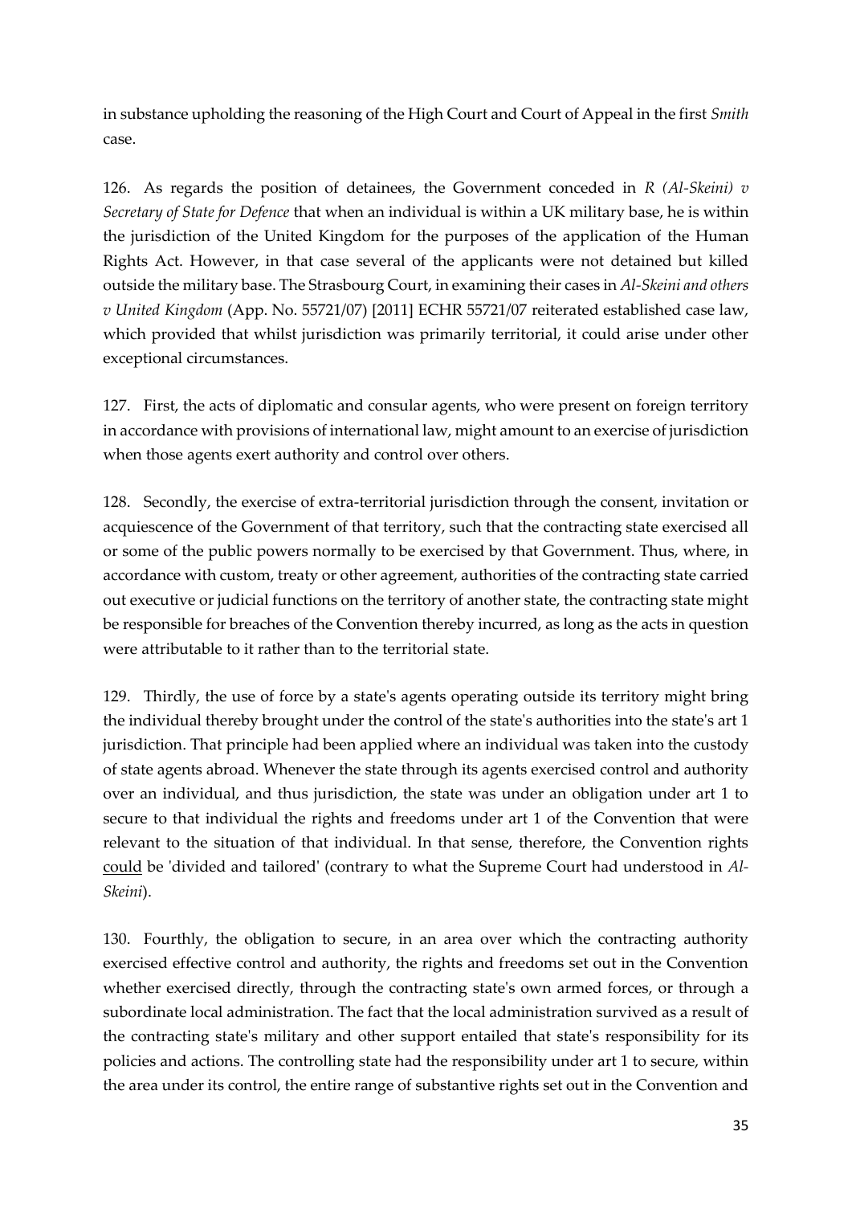in substance upholding the reasoning of the High Court and Court of Appeal in the first *Smith* case.

126. As regards the position of detainees, the Government conceded in *R (Al-Skeini) v Secretary of State for Defence* that when an individual is within a UK military base, he is within the jurisdiction of the United Kingdom for the purposes of the application of the Human Rights Act. However, in that case several of the applicants were not detained but killed outside the military base. The Strasbourg Court, in examining their cases in *Al-Skeini and others v United Kingdom* (App. No. 55721/07) [2011] ECHR 55721/07 reiterated established case law, which provided that whilst jurisdiction was primarily territorial, it could arise under other exceptional circumstances.

127. First, the acts of diplomatic and consular agents, who were present on foreign territory in accordance with provisions of international law, might amount to an exercise of jurisdiction when those agents exert authority and control over others.

128. Secondly, the exercise of extra-territorial jurisdiction through the consent, invitation or acquiescence of the Government of that territory, such that the contracting state exercised all or some of the public powers normally to be exercised by that Government. Thus, where, in accordance with custom, treaty or other agreement, authorities of the contracting state carried out executive or judicial functions on the territory of another state, the contracting state might be responsible for breaches of the Convention thereby incurred, as long as the acts in question were attributable to it rather than to the territorial state.

129. Thirdly, the use of force by a state's agents operating outside its territory might bring the individual thereby brought under the control of the state's authorities into the state's art 1 jurisdiction. That principle had been applied where an individual was taken into the custody of state agents abroad. Whenever the state through its agents exercised control and authority over an individual, and thus jurisdiction, the state was under an obligation under art 1 to secure to that individual the rights and freedoms under art 1 of the Convention that were relevant to the situation of that individual. In that sense, therefore, the Convention rights <u>could</u> be 'divided and tailored' (contrary to what the Supreme Court had understood in *Al-Skeini*).

130. Fourthly, the obligation to secure, in an area over which the contracting authority exercised effective control and authority, the rights and freedoms set out in the Convention whether exercised directly, through the contracting state's own armed forces, or through a subordinate local administration. The fact that the local administration survived as a result of the contracting state's military and other support entailed that state's responsibility for its policies and actions. The controlling state had the responsibility under art 1 to secure, within the area under its control, the entire range of substantive rights set out in the Convention and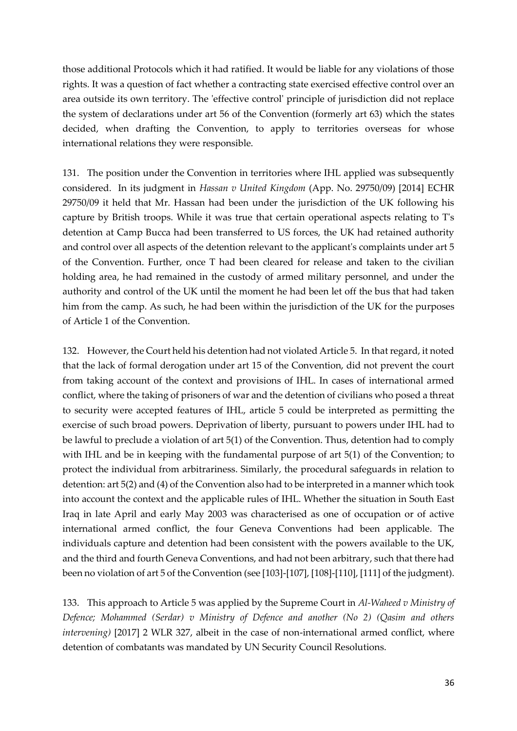those additional Protocols which it had ratified. It would be liable for any violations of those rights. It was a question of fact whether a contracting state exercised effective control over an area outside its own territory. The 'effective control' principle of jurisdiction did not replace the system of declarations under art 56 of the Convention (formerly art 63) which the states decided, when drafting the Convention, to apply to territories overseas for whose international relations they were responsible.

131. The position under the Convention in territories where IHL applied was subsequently considered. In its judgment in *Hassan v United Kingdom* (App. No. 29750/09) [2014] ECHR 29750/09 it held that Mr. Hassan had been under the jurisdiction of the UK following his capture by British troops. While it was true that certain operational aspects relating to T's detention at Camp Bucca had been transferred to US forces, the UK had retained authority and control over all aspects of the detention relevant to the applicant's complaints under art 5 of the Convention. Further, once T had been cleared for release and taken to the civilian holding area, he had remained in the custody of armed military personnel, and under the authority and control of the UK until the moment he had been let off the bus that had taken him from the camp. As such, he had been within the jurisdiction of the UK for the purposes of Article 1 of the Convention.

132. However, the Court held his detention had not violated Article 5. In that regard, it noted that the lack of formal derogation under art 15 of the Convention, did not prevent the court from taking account of the context and provisions of IHL. In cases of international armed conflict, where the taking of prisoners of war and the detention of civilians who posed a threat to security were accepted features of IHL, article 5 could be interpreted as permitting the exercise of such broad powers. Deprivation of liberty, pursuant to powers under IHL had to be lawful to preclude a violation of art 5(1) of the Convention. Thus, detention had to comply with IHL and be in keeping with the fundamental purpose of art 5(1) of the Convention; to protect the individual from arbitrariness. Similarly, the procedural safeguards in relation to detention: art 5(2) and (4) of the Convention also had to be interpreted in a manner which took into account the context and the applicable rules of IHL. Whether the situation in South East Iraq in late April and early May 2003 was characterised as one of occupation or of active international armed conflict, the four Geneva Conventions had been applicable. The individuals capture and detention had been consistent with the powers available to the UK, and the third and fourth Geneva Conventions, and had not been arbitrary, such that there had been no violation of art 5 of the Convention (see [103]-[107], [108]-[110], [111] of the judgment).

133. This approach to Article 5 was applied by the Supreme Court in *Al-Waheed v Ministry of Defence; Mohammed (Serdar) v Ministry of Defence and another (No 2) (Qasim and others intervening)* [2017] 2 WLR 327, albeit in the case of non-international armed conflict, where detention of combatants was mandated by UN Security Council Resolutions.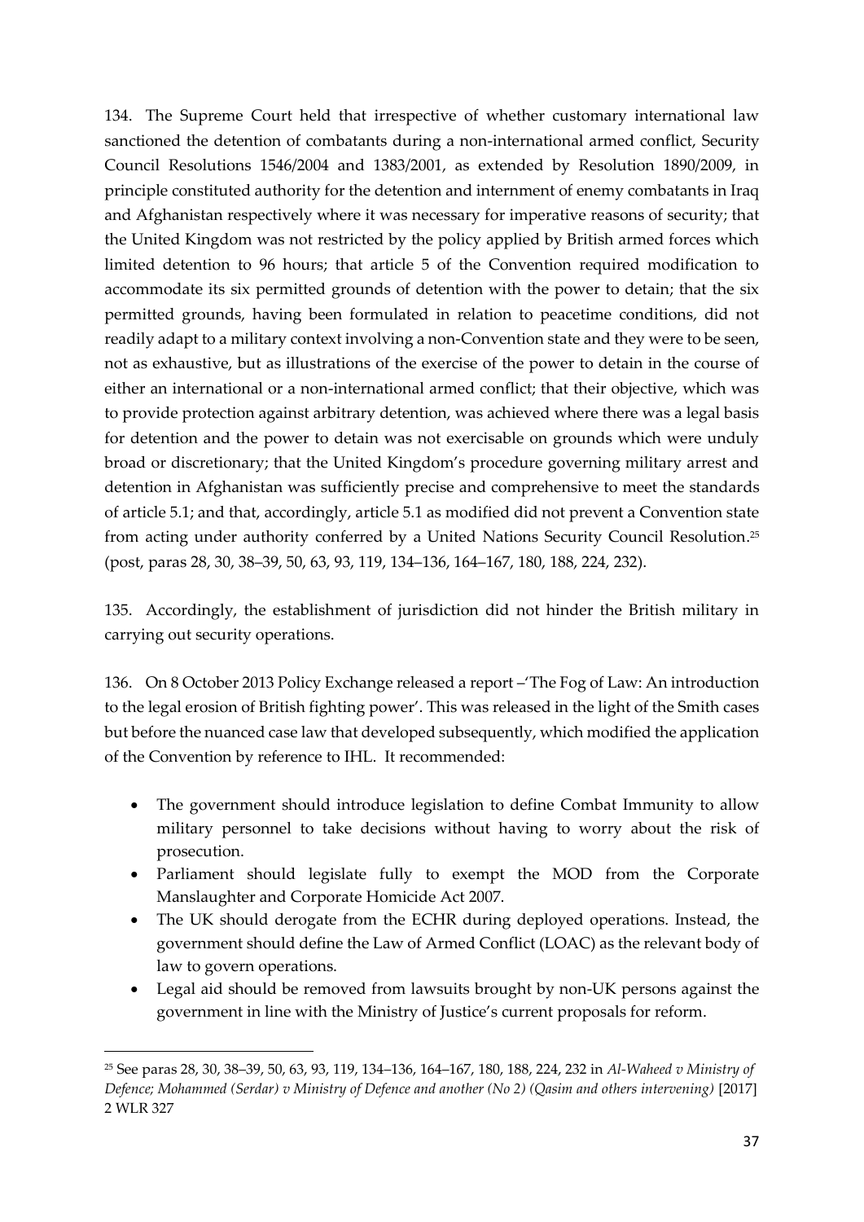134. The Supreme Court held that irrespective of whether customary international law sanctioned the detention of combatants during a non-international armed conflict, Security Council Resolutions 1546/2004 and 1383/2001, as extended by Resolution 1890/2009, in principle constituted authority for the detention and internment of enemy combatants in Iraq and Afghanistan respectively where it was necessary for imperative reasons of security; that the United Kingdom was not restricted by the policy applied by British armed forces which limited detention to 96 hours; that article 5 of the Convention required modification to accommodate its six permitted grounds of detention with the power to detain; that the six permitted grounds, having been formulated in relation to peacetime conditions, did not readily adapt to a military context involving a non-Convention state and they were to be seen, not as exhaustive, but as illustrations of the exercise of the power to detain in the course of either an international or a non-international armed conflict; that their objective, which was to provide protection against arbitrary detention, was achieved where there was a legal basis for detention and the power to detain was not exercisable on grounds which were unduly broad or discretionary; that the United Kingdom's procedure governing military arrest and detention in Afghanistan was sufficiently precise and comprehensive to meet the standards of article 5.1; and that, accordingly, article 5.1 as modified did not prevent a Convention state from acting under authority conferred by a United Nations Security Council Resolution.[25] (post, paras 28, 30, 38–39, 50, 63, 93, 119, 134–136, 164–167, 180, 188, 224, 232).

135. Accordingly, the establishment of jurisdiction did not hinder the British military in carrying out security operations.

136. On 8 October 2013 Policy Exchange released a report –'The Fog of Law: An introduction to the legal erosion of British fighting power'. This was released in the light of the Smith cases but before the nuanced case law that developed subsequently, which modified the application of the Convention by reference to IHL. It recommended:

- The government should introduce legislation to define Combat Immunity to allow military personnel to take decisions without having to worry about the risk of prosecution.
- Parliament should legislate fully to exempt the MOD from the Corporate Manslaughter and Corporate Homicide Act 2007.
- The UK should derogate from the ECHR during deployed operations. Instead, the government should define the Law of Armed Conflict (LOAC) as the relevant body of law to govern operations.
- Legal aid should be removed from lawsuits brought by non-UK persons against the government in line with the Ministry of Justice's current proposals for reform.

---

[25] See paras 28, 30, 38–39, 50, 63, 93, 119, 134–136, 164–167, 180, 188, 224, 232 in *Al-Waheed v Ministry of Defence; Mohammed (Serdar) v Ministry of Defence and another (No 2) (Qasim and others intervening)* [2017] 2 WLR 327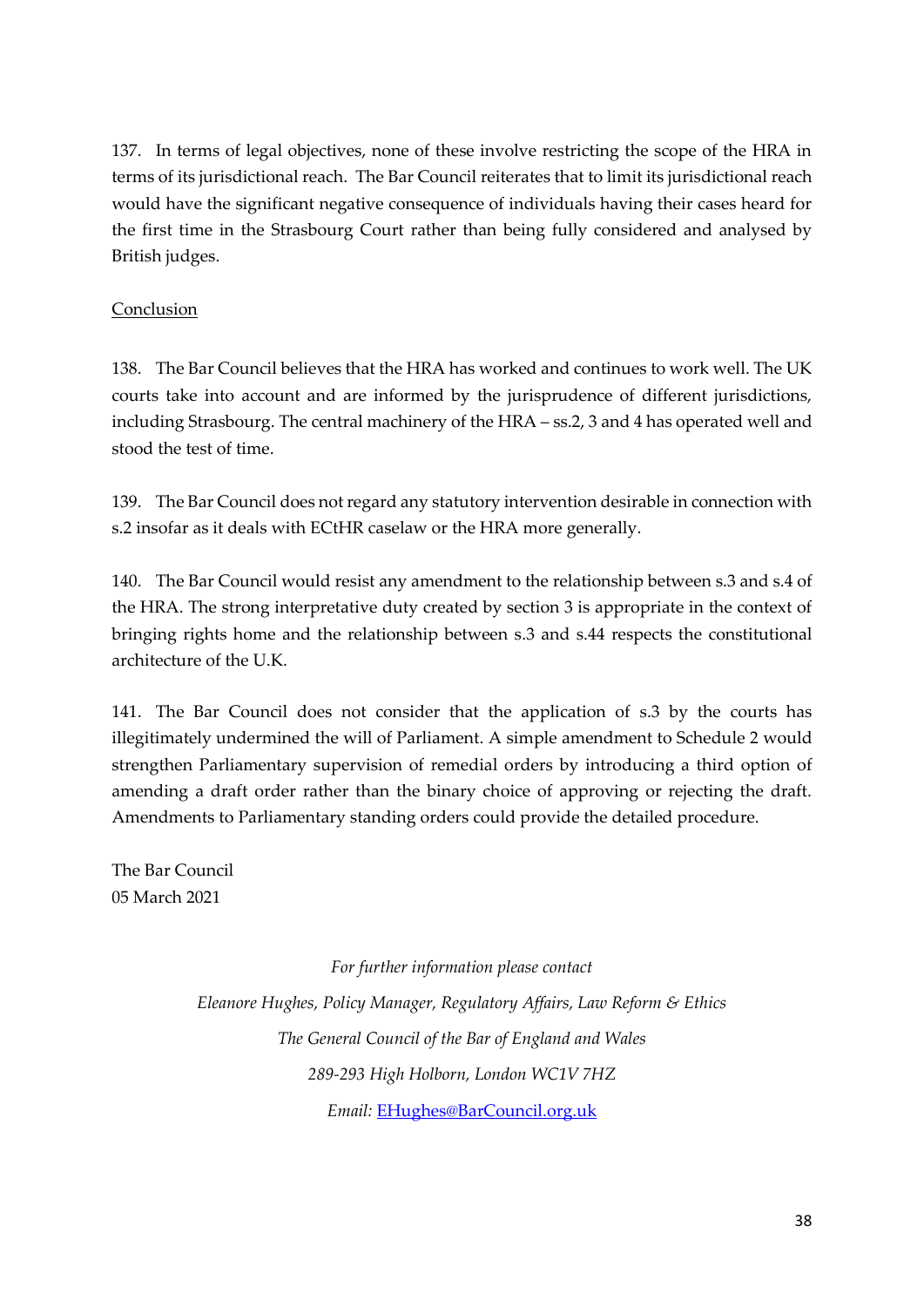137. In terms of legal objectives, none of these involve restricting the scope of the HRA in terms of its jurisdictional reach. The Bar Council reiterates that to limit its jurisdictional reach would have the significant negative consequence of individuals having their cases heard for the first time in the Strasbourg Court rather than being fully considered and analysed by British judges.

<u>Conclusion</u>

138. The Bar Council believes that the HRA has worked and continues to work well. The UK courts take into account and are informed by the jurisprudence of different jurisdictions, including Strasbourg. The central machinery of the HRA – ss.2, 3 and 4 has operated well and stood the test of time.

139. The Bar Council does not regard any statutory intervention desirable in connection with s.2 insofar as it deals with ECtHR caselaw or the HRA more generally.

140. The Bar Council would resist any amendment to the relationship between s.3 and s.4 of the HRA. The strong interpretative duty created by section 3 is appropriate in the context of bringing rights home and the relationship between s.3 and s.44 respects the constitutional architecture of the U.K.

141. The Bar Council does not consider that the application of s.3 by the courts has illegitimately undermined the will of Parliament. A simple amendment to Schedule 2 would strengthen Parliamentary supervision of remedial orders by introducing a third option of amending a draft order rather than the binary choice of approving or rejecting the draft. Amendments to Parliamentary standing orders could provide the detailed procedure.

The Bar Council
05 March 2021

*For further information please contact*

*Eleanore Hughes, Policy Manager, Regulatory Affairs, Law Reform & Ethics*

*The General Council of the Bar of England and Wales*

*289-293 High Holborn, London WC1V 7HZ*

*Email:* EHughes@BarCouncil.org.uk